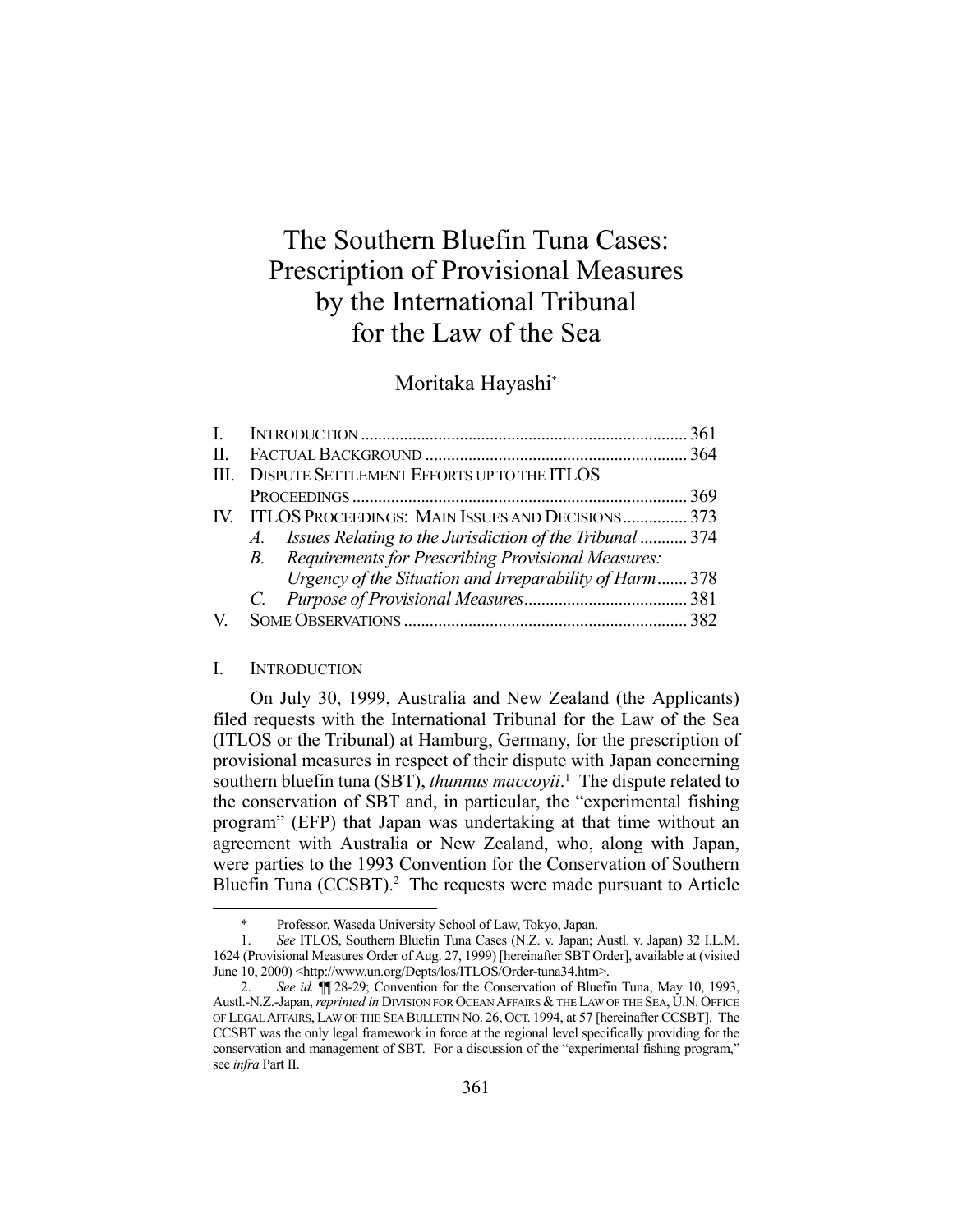# The Southern Bluefin Tuna Cases: Prescription of Provisional Measures by the International Tribunal for the Law of the Sea

Moritaka Hayashi*

| | | |
|---|---|---|
| I. | INTRODUCTION | 361 |
| II. | FACTUAL BACKGROUND | 364 |
| III. | DISPUTE SETTLEMENT EFFORTS UP TO THE ITLOS PROCEEDINGS | 369 |
| IV. | ITLOS PROCEEDINGS: MAIN ISSUES AND DECISIONS | 373 |
| | *A. Issues Relating to the Jurisdiction of the Tribunal* | 374 |
| | *B. Requirements for Prescribing Provisional Measures: Urgency of the Situation and Irreparability of Harm* | 378 |
| | *C. Purpose of Provisional Measures* | 381 |
| V. | SOME OBSERVATIONS | 382 |

## I. INTRODUCTION

On July 30, 1999, Australia and New Zealand (the Applicants) filed requests with the International Tribunal for the Law of the Sea (ITLOS or the Tribunal) at Hamburg, Germany, for the prescription of provisional measures in respect of their dispute with Japan concerning southern bluefin tuna (SBT), *thunnus maccoyii*.[1] The dispute related to the conservation of SBT and, in particular, the "experimental fishing program" (EFP) that Japan was undertaking at that time without an agreement with Australia or New Zealand, who, along with Japan, were parties to the 1993 Convention for the Conservation of Southern Bluefin Tuna (CCSBT).[2] The requests were made pursuant to Article

---

\* Professor, Waseda University School of Law, Tokyo, Japan.

1. *See* ITLOS, Southern Bluefin Tuna Cases (N.Z. v. Japan; Austl. v. Japan) 32 I.L.M. 1624 (Provisional Measures Order of Aug. 27, 1999) [hereinafter SBT Order], available at (visited June 10, 2000) <http://www.un.org/Depts/los/ITLOS/Order-tuna34.htm>.

2. *See id.* ¶¶ 28-29; Convention for the Conservation of Bluefin Tuna, May 10, 1993, Austl.-N.Z.-Japan, *reprinted in* DIVISION FOR OCEAN AFFAIRS & THE LAW OF THE SEA, U.N. OFFICE OF LEGAL AFFAIRS, LAW OF THE SEA BULLETIN NO. 26, OCT. 1994, at 57 [hereinafter CCSBT]. The CCSBT was the only legal framework in force at the regional level specifically providing for the conservation and management of SBT. For a discussion of the "experimental fishing program," see *infra* Part II.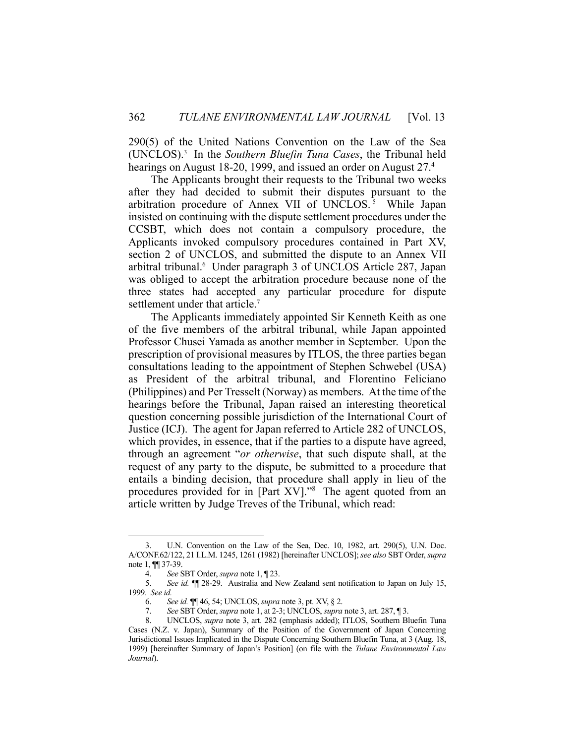290(5) of the United Nations Convention on the Law of the Sea (UNCLOS).[3] In the *Southern Bluefin Tuna Cases*, the Tribunal held hearings on August 18-20, 1999, and issued an order on August 27.[4]

The Applicants brought their requests to the Tribunal two weeks after they had decided to submit their disputes pursuant to the arbitration procedure of Annex VII of UNCLOS.[5] While Japan insisted on continuing with the dispute settlement procedures under the CCSBT, which does not contain a compulsory procedure, the Applicants invoked compulsory procedures contained in Part XV, section 2 of UNCLOS, and submitted the dispute to an Annex VII arbitral tribunal.[6] Under paragraph 3 of UNCLOS Article 287, Japan was obliged to accept the arbitration procedure because none of the three states had accepted any particular procedure for dispute settlement under that article.[7]

The Applicants immediately appointed Sir Kenneth Keith as one of the five members of the arbitral tribunal, while Japan appointed Professor Chusei Yamada as another member in September. Upon the prescription of provisional measures by ITLOS, the three parties began consultations leading to the appointment of Stephen Schwebel (USA) as President of the arbitral tribunal, and Florentino Feliciano (Philippines) and Per Tresselt (Norway) as members. At the time of the hearings before the Tribunal, Japan raised an interesting theoretical question concerning possible jurisdiction of the International Court of Justice (ICJ). The agent for Japan referred to Article 282 of UNCLOS, which provides, in essence, that if the parties to a dispute have agreed, through an agreement "*or otherwise*, that such dispute shall, at the request of any party to the dispute, be submitted to a procedure that entails a binding decision, that procedure shall apply in lieu of the procedures provided for in [Part XV]."[8] The agent quoted from an article written by Judge Treves of the Tribunal, which read:

---

3. U.N. Convention on the Law of the Sea, Dec. 10, 1982, art. 290(5), U.N. Doc. A/CONF.62/122, 21 I.L.M. 1245, 1261 (1982) [hereinafter UNCLOS]; *see also* SBT Order, *supra* note 1, ¶¶ 37-39.

4. *See* SBT Order, *supra* note 1, ¶ 23.

5. *See id.* ¶¶ 28-29. Australia and New Zealand sent notification to Japan on July 15, 1999. *See id.*

6. *See id.* ¶¶ 46, 54; UNCLOS, *supra* note 3, pt. XV, § 2.

7. *See* SBT Order, *supra* note 1, at 2-3; UNCLOS, *supra* note 3, art. 287, ¶ 3.

8. UNCLOS, *supra* note 3, art. 282 (emphasis added); ITLOS, Southern Bluefin Tuna Cases (N.Z. v. Japan), Summary of the Position of the Government of Japan Concerning Jurisdictional Issues Implicated in the Dispute Concerning Southern Bluefin Tuna, at 3 (Aug. 18, 1999) [hereinafter Summary of Japan's Position] (on file with the *Tulane Environmental Law Journal*).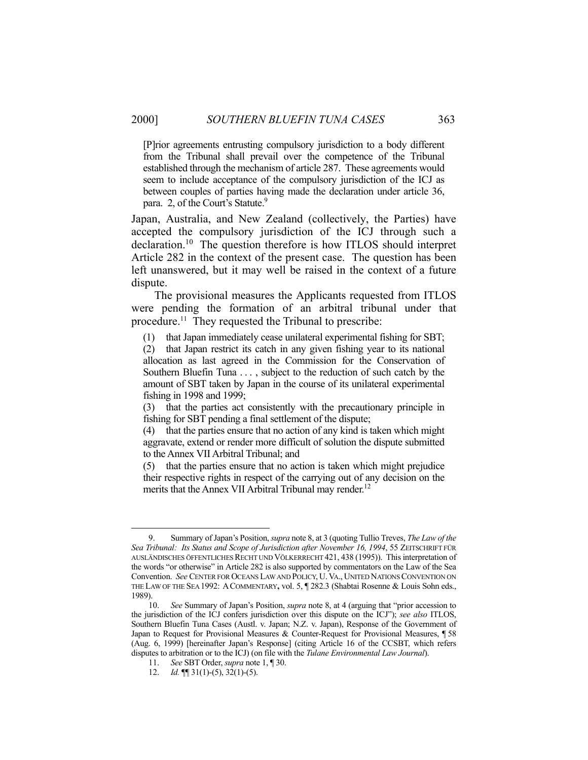> [P]rior agreements entrusting compulsory jurisdiction to a body different from the Tribunal shall prevail over the competence of the Tribunal established through the mechanism of article 287. These agreements would seem to include acceptance of the compulsory jurisdiction of the ICJ as between couples of parties having made the declaration under article 36, para. 2, of the Court's Statute.[9]

Japan, Australia, and New Zealand (collectively, the Parties) have accepted the compulsory jurisdiction of the ICJ through such a declaration.[10] The question therefore is how ITLOS should interpret Article 282 in the context of the present case. The question has been left unanswered, but it may well be raised in the context of a future dispute.

The provisional measures the Applicants requested from ITLOS were pending the formation of an arbitral tribunal under that procedure.[11] They requested the Tribunal to prescribe:

> (1) that Japan immediately cease unilateral experimental fishing for SBT;
>
> (2) that Japan restrict its catch in any given fishing year to its national allocation as last agreed in the Commission for the Conservation of Southern Bluefin Tuna . . . , subject to the reduction of such catch by the amount of SBT taken by Japan in the course of its unilateral experimental fishing in 1998 and 1999;
>
> (3) that the parties act consistently with the precautionary principle in fishing for SBT pending a final settlement of the dispute;
>
> (4) that the parties ensure that no action of any kind is taken which might aggravate, extend or render more difficult of solution the dispute submitted to the Annex VII Arbitral Tribunal; and
>
> (5) that the parties ensure that no action is taken which might prejudice their respective rights in respect of the carrying out of any decision on the merits that the Annex VII Arbitral Tribunal may render.[12]

---

9. Summary of Japan's Position, *supra* note 8, at 3 (quoting Tullio Treves, *The Law of the Sea Tribunal: Its Status and Scope of Jurisdiction after November 16, 1994*, 55 ZEITSCHRIFT FÜR AUSLÄNDISCHES ÖFFENTLICHES RECHT UND VÖLKERRECHT 421, 438 (1995)). This interpretation of the words "or otherwise" in Article 282 is also supported by commentators on the Law of the Sea Convention. *See* CENTER FOR OCEANS LAW AND POLICY, U. VA., UNITED NATIONS CONVENTION ON THE LAW OF THE SEA 1992: A COMMENTARY, vol. 5, ¶ 282.3 (Shabtai Rosenne & Louis Sohn eds., 1989).

10. *See* Summary of Japan's Position, *supra* note 8, at 4 (arguing that "prior accession to the jurisdiction of the ICJ confers jurisdiction over this dispute on the ICJ"); *see also* ITLOS, Southern Bluefin Tuna Cases (Austl. v. Japan; N.Z. v. Japan), Response of the Government of Japan to Request for Provisional Measures & Counter-Request for Provisional Measures, ¶ 58 (Aug. 6, 1999) [hereinafter Japan's Response] (citing Article 16 of the CCSBT, which refers disputes to arbitration or to the ICJ) (on file with the *Tulane Environmental Law Journal*).

11. *See* SBT Order, *supra* note 1, ¶ 30.

12. *Id.* ¶¶ 31(1)-(5), 32(1)-(5).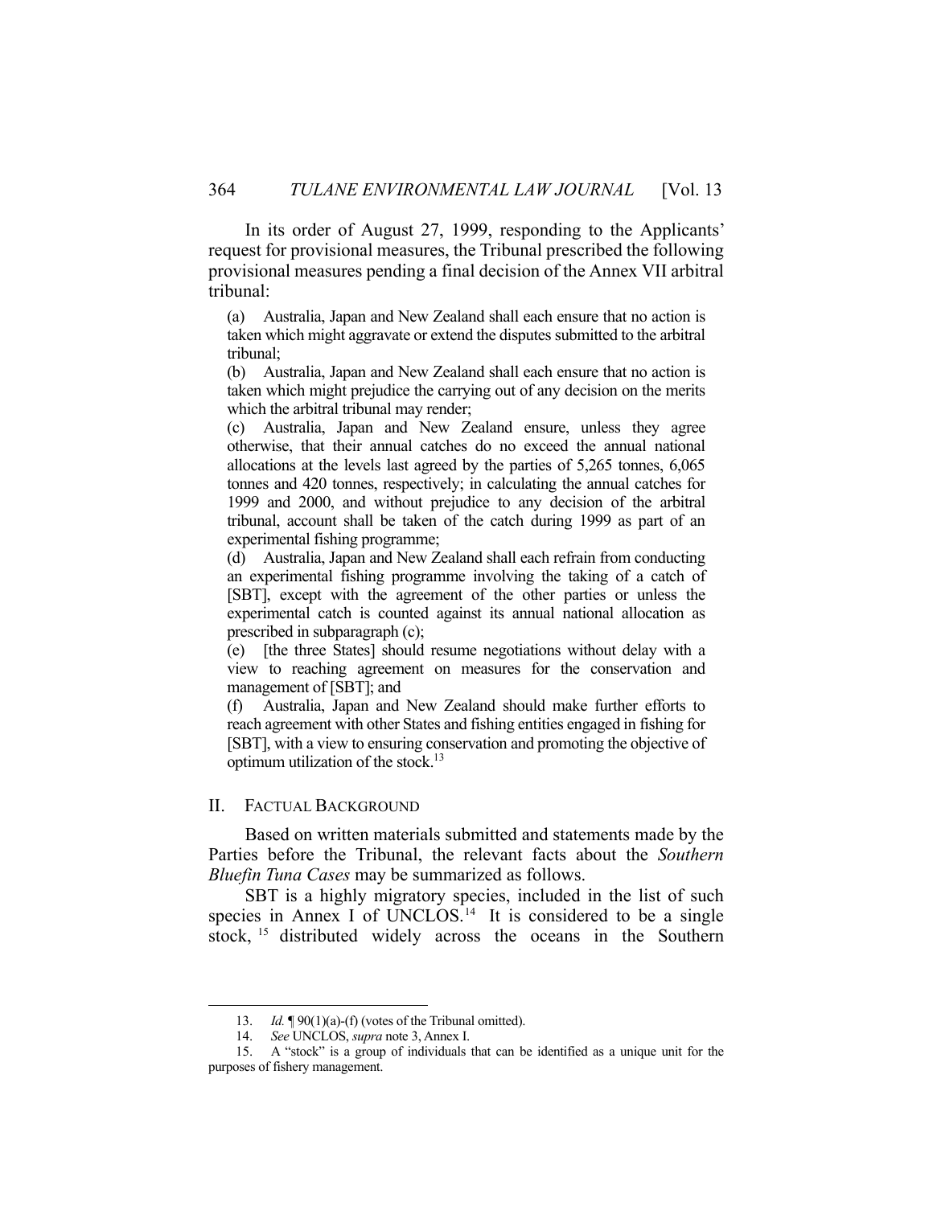In its order of August 27, 1999, responding to the Applicants' request for provisional measures, the Tribunal prescribed the following provisional measures pending a final decision of the Annex VII arbitral tribunal:

> (a) Australia, Japan and New Zealand shall each ensure that no action is taken which might aggravate or extend the disputes submitted to the arbitral tribunal;
>
> (b) Australia, Japan and New Zealand shall each ensure that no action is taken which might prejudice the carrying out of any decision on the merits which the arbitral tribunal may render;
>
> (c) Australia, Japan and New Zealand ensure, unless they agree otherwise, that their annual catches do no exceed the annual national allocations at the levels last agreed by the parties of 5,265 tonnes, 6,065 tonnes and 420 tonnes, respectively; in calculating the annual catches for 1999 and 2000, and without prejudice to any decision of the arbitral tribunal, account shall be taken of the catch during 1999 as part of an experimental fishing programme;
>
> (d) Australia, Japan and New Zealand shall each refrain from conducting an experimental fishing programme involving the taking of a catch of [SBT], except with the agreement of the other parties or unless the experimental catch is counted against its annual national allocation as prescribed in subparagraph (c);
>
> (e) [the three States] should resume negotiations without delay with a view to reaching agreement on measures for the conservation and management of [SBT]; and
>
> (f) Australia, Japan and New Zealand should make further efforts to reach agreement with other States and fishing entities engaged in fishing for [SBT], with a view to ensuring conservation and promoting the objective of optimum utilization of the stock.[13]

## II. Factual Background

Based on written materials submitted and statements made by the Parties before the Tribunal, the relevant facts about the *Southern Bluefin Tuna Cases* may be summarized as follows.

SBT is a highly migratory species, included in the list of such species in Annex I of UNCLOS.[14] It is considered to be a single stock,[15] distributed widely across the oceans in the Southern

---

13. *Id.* ¶ 90(1)(a)-(f) (votes of the Tribunal omitted).

14. *See* UNCLOS, *supra* note 3, Annex I.

15. A "stock" is a group of individuals that can be identified as a unique unit for the purposes of fishery management.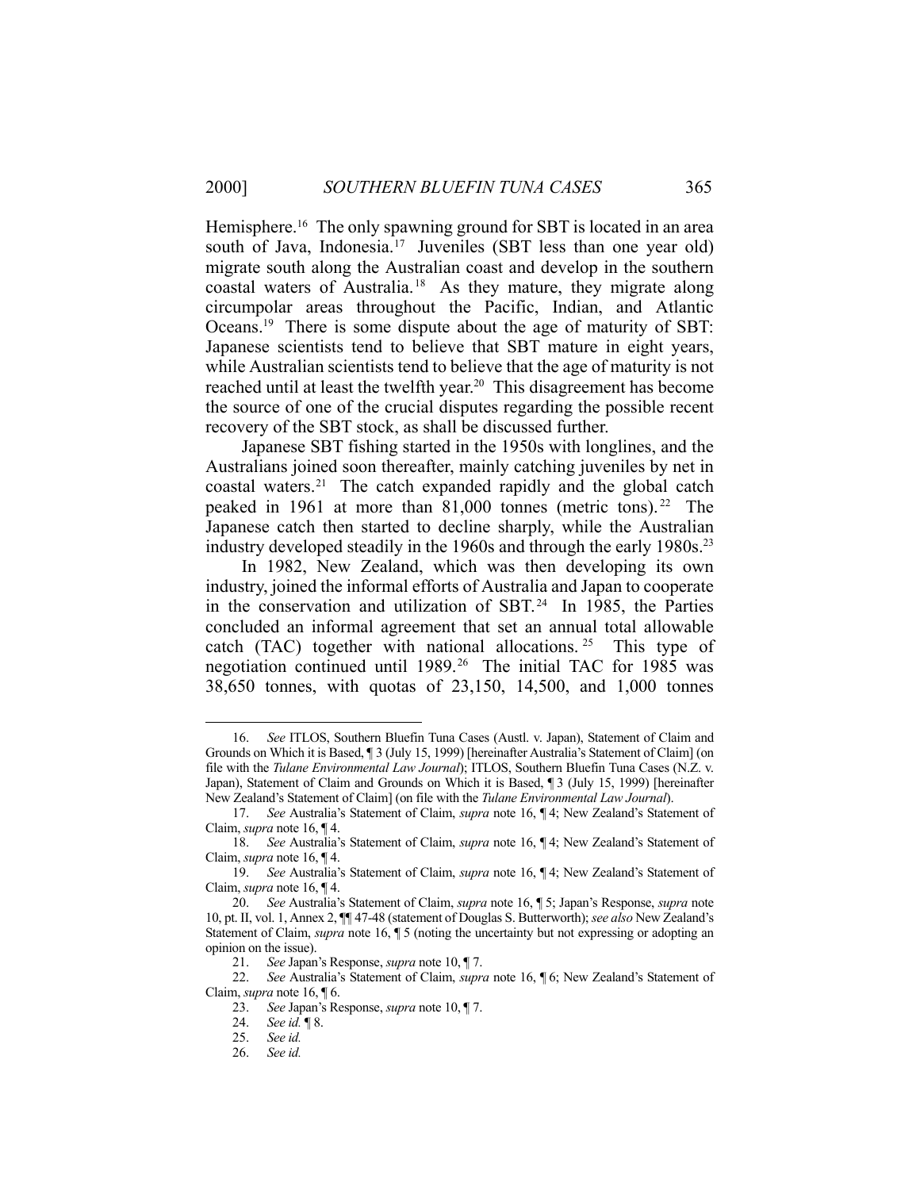Hemisphere.[16] The only spawning ground for SBT is located in an area south of Java, Indonesia.[17] Juveniles (SBT less than one year old) migrate south along the Australian coast and develop in the southern coastal waters of Australia.[18] As they mature, they migrate along circumpolar areas throughout the Pacific, Indian, and Atlantic Oceans.[19] There is some dispute about the age of maturity of SBT: Japanese scientists tend to believe that SBT mature in eight years, while Australian scientists tend to believe that the age of maturity is not reached until at least the twelfth year.[20] This disagreement has become the source of one of the crucial disputes regarding the possible recent recovery of the SBT stock, as shall be discussed further.

Japanese SBT fishing started in the 1950s with longlines, and the Australians joined soon thereafter, mainly catching juveniles by net in coastal waters.[21] The catch expanded rapidly and the global catch peaked in 1961 at more than 81,000 tonnes (metric tons).[22] The Japanese catch then started to decline sharply, while the Australian industry developed steadily in the 1960s and through the early 1980s.[23]

In 1982, New Zealand, which was then developing its own industry, joined the informal efforts of Australia and Japan to cooperate in the conservation and utilization of SBT.[24] In 1985, the Parties concluded an informal agreement that set an annual total allowable catch (TAC) together with national allocations.[25] This type of negotiation continued until 1989.[26] The initial TAC for 1985 was 38,650 tonnes, with quotas of 23,150, 14,500, and 1,000 tonnes

---

16. *See* ITLOS, Southern Bluefin Tuna Cases (Austl. v. Japan), Statement of Claim and Grounds on Which it is Based, ¶ 3 (July 15, 1999) [hereinafter Australia's Statement of Claim] (on file with the *Tulane Environmental Law Journal*); ITLOS, Southern Bluefin Tuna Cases (N.Z. v. Japan), Statement of Claim and Grounds on Which it is Based, ¶ 3 (July 15, 1999) [hereinafter New Zealand's Statement of Claim] (on file with the *Tulane Environmental Law Journal*).

17. *See* Australia's Statement of Claim, *supra* note 16, ¶ 4; New Zealand's Statement of Claim, *supra* note 16, ¶ 4.

18. *See* Australia's Statement of Claim, *supra* note 16, ¶ 4; New Zealand's Statement of Claim, *supra* note 16, ¶ 4.

19. *See* Australia's Statement of Claim, *supra* note 16, ¶ 4; New Zealand's Statement of Claim, *supra* note 16, ¶ 4.

20. *See* Australia's Statement of Claim, *supra* note 16, ¶ 5; Japan's Response, *supra* note 10, pt. II, vol. 1, Annex 2, ¶¶ 47-48 (statement of Douglas S. Butterworth); *see also* New Zealand's Statement of Claim, *supra* note 16, ¶ 5 (noting the uncertainty but not expressing or adopting an opinion on the issue).

21. *See* Japan's Response, *supra* note 10, ¶ 7.

22. *See* Australia's Statement of Claim, *supra* note 16, ¶ 6; New Zealand's Statement of Claim, *supra* note 16, ¶ 6.

23. *See* Japan's Response, *supra* note 10, ¶ 7.

24. *See id.* ¶ 8.

25. *See id.*

26. *See id.*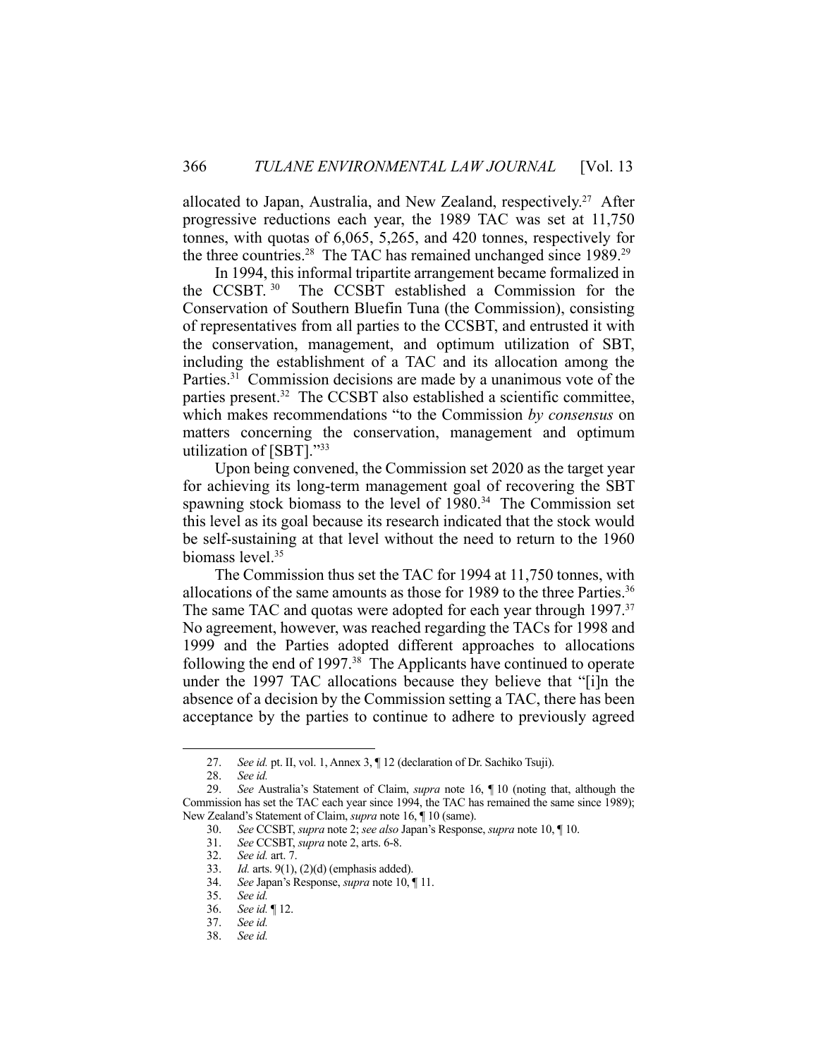allocated to Japan, Australia, and New Zealand, respectively.[27] After progressive reductions each year, the 1989 TAC was set at 11,750 tonnes, with quotas of 6,065, 5,265, and 420 tonnes, respectively for the three countries.[28] The TAC has remained unchanged since 1989.[29]

In 1994, this informal tripartite arrangement became formalized in the CCSBT.[30] The CCSBT established a Commission for the Conservation of Southern Bluefin Tuna (the Commission), consisting of representatives from all parties to the CCSBT, and entrusted it with the conservation, management, and optimum utilization of SBT, including the establishment of a TAC and its allocation among the Parties.[31] Commission decisions are made by a unanimous vote of the parties present.[32] The CCSBT also established a scientific committee, which makes recommendations "to the Commission *by consensus* on matters concerning the conservation, management and optimum utilization of [SBT]."[33]

Upon being convened, the Commission set 2020 as the target year for achieving its long-term management goal of recovering the SBT spawning stock biomass to the level of 1980.[34] The Commission set this level as its goal because its research indicated that the stock would be self-sustaining at that level without the need to return to the 1960 biomass level.[35]

The Commission thus set the TAC for 1994 at 11,750 tonnes, with allocations of the same amounts as those for 1989 to the three Parties.[36] The same TAC and quotas were adopted for each year through 1997.[37] No agreement, however, was reached regarding the TACs for 1998 and 1999 and the Parties adopted different approaches to allocations following the end of 1997.[38] The Applicants have continued to operate under the 1997 TAC allocations because they believe that "[i]n the absence of a decision by the Commission setting a TAC, there has been acceptance by the parties to continue to adhere to previously agreed

---

27. *See id.* pt. II, vol. 1, Annex 3, ¶ 12 (declaration of Dr. Sachiko Tsuji).

28. *See id.*

29. *See* Australia's Statement of Claim, *supra* note 16, ¶ 10 (noting that, although the Commission has set the TAC each year since 1994, the TAC has remained the same since 1989); New Zealand's Statement of Claim, *supra* note 16, ¶ 10 (same).

30. *See* CCSBT, *supra* note 2; *see also* Japan's Response, *supra* note 10, ¶ 10.

31. *See* CCSBT, *supra* note 2, arts. 6-8.

32. *See id.* art. 7.

33. *Id.* arts. 9(1), (2)(d) (emphasis added).

34. *See* Japan's Response, *supra* note 10, ¶ 11.

35. *See id.*

36. *See id.* ¶ 12.

37. *See id.*

38. *See id.*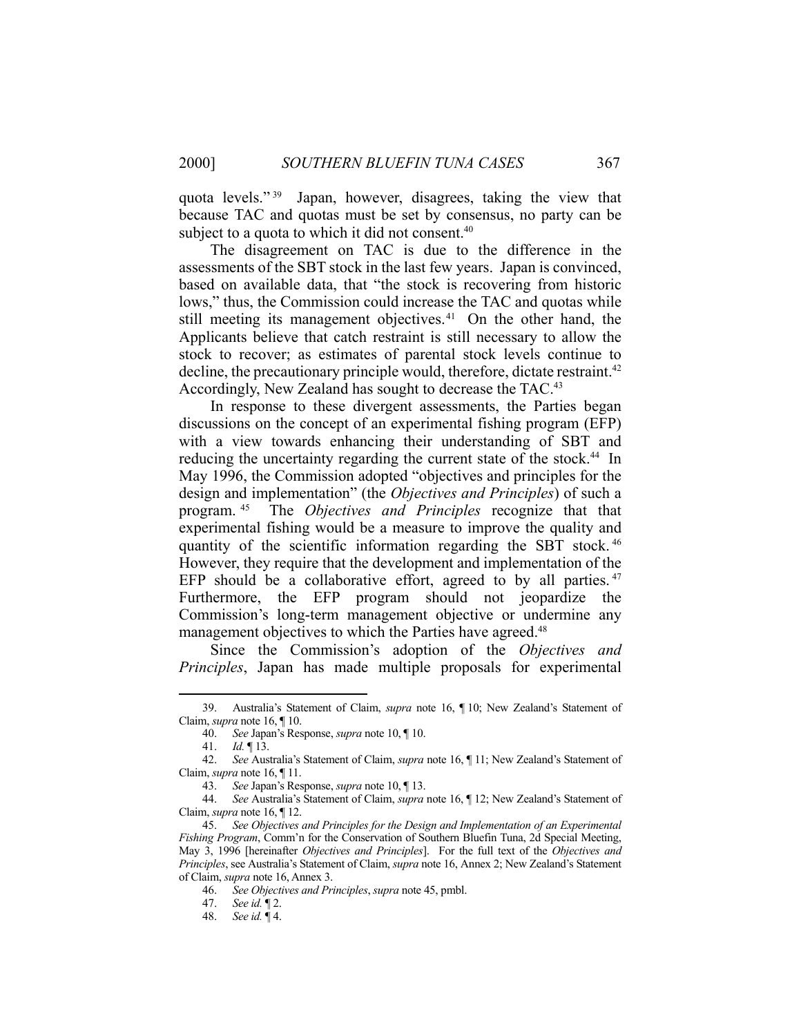quota levels."[39] Japan, however, disagrees, taking the view that because TAC and quotas must be set by consensus, no party can be subject to a quota to which it did not consent.[40]

The disagreement on TAC is due to the difference in the assessments of the SBT stock in the last few years. Japan is convinced, based on available data, that "the stock is recovering from historic lows," thus, the Commission could increase the TAC and quotas while still meeting its management objectives.[41] On the other hand, the Applicants believe that catch restraint is still necessary to allow the stock to recover; as estimates of parental stock levels continue to decline, the precautionary principle would, therefore, dictate restraint.[42] Accordingly, New Zealand has sought to decrease the TAC.[43]

In response to these divergent assessments, the Parties began discussions on the concept of an experimental fishing program (EFP) with a view towards enhancing their understanding of SBT and reducing the uncertainty regarding the current state of the stock.[44] In May 1996, the Commission adopted "objectives and principles for the design and implementation" (the *Objectives and Principles*) of such a program.[45] The *Objectives and Principles* recognize that that experimental fishing would be a measure to improve the quality and quantity of the scientific information regarding the SBT stock.[46] However, they require that the development and implementation of the EFP should be a collaborative effort, agreed to by all parties.[47] Furthermore, the EFP program should not jeopardize the Commission's long-term management objective or undermine any management objectives to which the Parties have agreed.[48]

Since the Commission's adoption of the *Objectives and Principles*, Japan has made multiple proposals for experimental

---

39. Australia's Statement of Claim, *supra* note 16, ¶ 10; New Zealand's Statement of Claim, *supra* note 16, ¶ 10.

40. *See* Japan's Response, *supra* note 10, ¶ 10.

41. *Id.* ¶ 13.

42. *See* Australia's Statement of Claim, *supra* note 16, ¶ 11; New Zealand's Statement of Claim, *supra* note 16, ¶ 11.

43. *See* Japan's Response, *supra* note 10, ¶ 13.

44. *See* Australia's Statement of Claim, *supra* note 16, ¶ 12; New Zealand's Statement of Claim, *supra* note 16, ¶ 12.

45. *See Objectives and Principles for the Design and Implementation of an Experimental Fishing Program*, Comm'n for the Conservation of Southern Bluefin Tuna, 2d Special Meeting, May 3, 1996 [hereinafter *Objectives and Principles*]. For the full text of the *Objectives and Principles*, see Australia's Statement of Claim, *supra* note 16, Annex 2; New Zealand's Statement of Claim, *supra* note 16, Annex 3.

46. *See Objectives and Principles*, *supra* note 45, pmbl.

47. *See id.* ¶ 2.

48. *See id.* ¶ 4.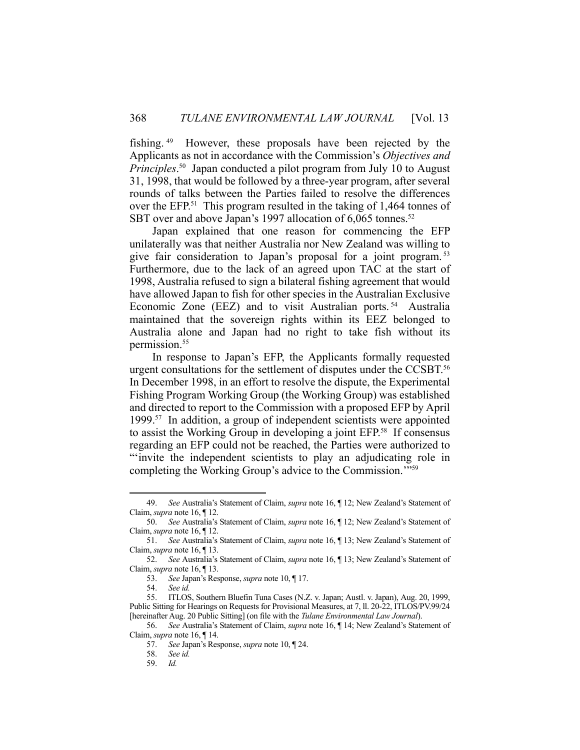fishing.[49] However, these proposals have been rejected by the Applicants as not in accordance with the Commission's *Objectives and Principles*.[50] Japan conducted a pilot program from July 10 to August 31, 1998, that would be followed by a three-year program, after several rounds of talks between the Parties failed to resolve the differences over the EFP.[51] This program resulted in the taking of 1,464 tonnes of SBT over and above Japan's 1997 allocation of 6,065 tonnes.[52]

Japan explained that one reason for commencing the EFP unilaterally was that neither Australia nor New Zealand was willing to give fair consideration to Japan's proposal for a joint program.[53] Furthermore, due to the lack of an agreed upon TAC at the start of 1998, Australia refused to sign a bilateral fishing agreement that would have allowed Japan to fish for other species in the Australian Exclusive Economic Zone (EEZ) and to visit Australian ports.[54] Australia maintained that the sovereign rights within its EEZ belonged to Australia alone and Japan had no right to take fish without its permission.[55]

In response to Japan's EFP, the Applicants formally requested urgent consultations for the settlement of disputes under the CCSBT.[56] In December 1998, in an effort to resolve the dispute, the Experimental Fishing Program Working Group (the Working Group) was established and directed to report to the Commission with a proposed EFP by April 1999.[57] In addition, a group of independent scientists were appointed to assist the Working Group in developing a joint EFP.[58] If consensus regarding an EFP could not be reached, the Parties were authorized to "'invite the independent scientists to play an adjudicating role in completing the Working Group's advice to the Commission.'"[59]

---

49. *See* Australia's Statement of Claim, *supra* note 16, ¶ 12; New Zealand's Statement of Claim, *supra* note 16, ¶ 12.

50. *See* Australia's Statement of Claim, *supra* note 16, ¶ 12; New Zealand's Statement of Claim, *supra* note 16, ¶ 12.

51. *See* Australia's Statement of Claim, *supra* note 16, ¶ 13; New Zealand's Statement of Claim, *supra* note 16, ¶ 13.

52. *See* Australia's Statement of Claim, *supra* note 16, ¶ 13; New Zealand's Statement of Claim, *supra* note 16, ¶ 13.

53. *See* Japan's Response, *supra* note 10, ¶ 17.

54. *See id.*

55. ITLOS, Southern Bluefin Tuna Cases (N.Z. v. Japan; Austl. v. Japan), Aug. 20, 1999, Public Sitting for Hearings on Requests for Provisional Measures, at 7, ll. 20-22, ITLOS/PV.99/24 [hereinafter Aug. 20 Public Sitting] (on file with the *Tulane Environmental Law Journal*).

56. *See* Australia's Statement of Claim, *supra* note 16, ¶ 14; New Zealand's Statement of Claim, *supra* note 16, ¶ 14.

57. *See* Japan's Response, *supra* note 10, ¶ 24.

58. *See id.*

59. *Id.*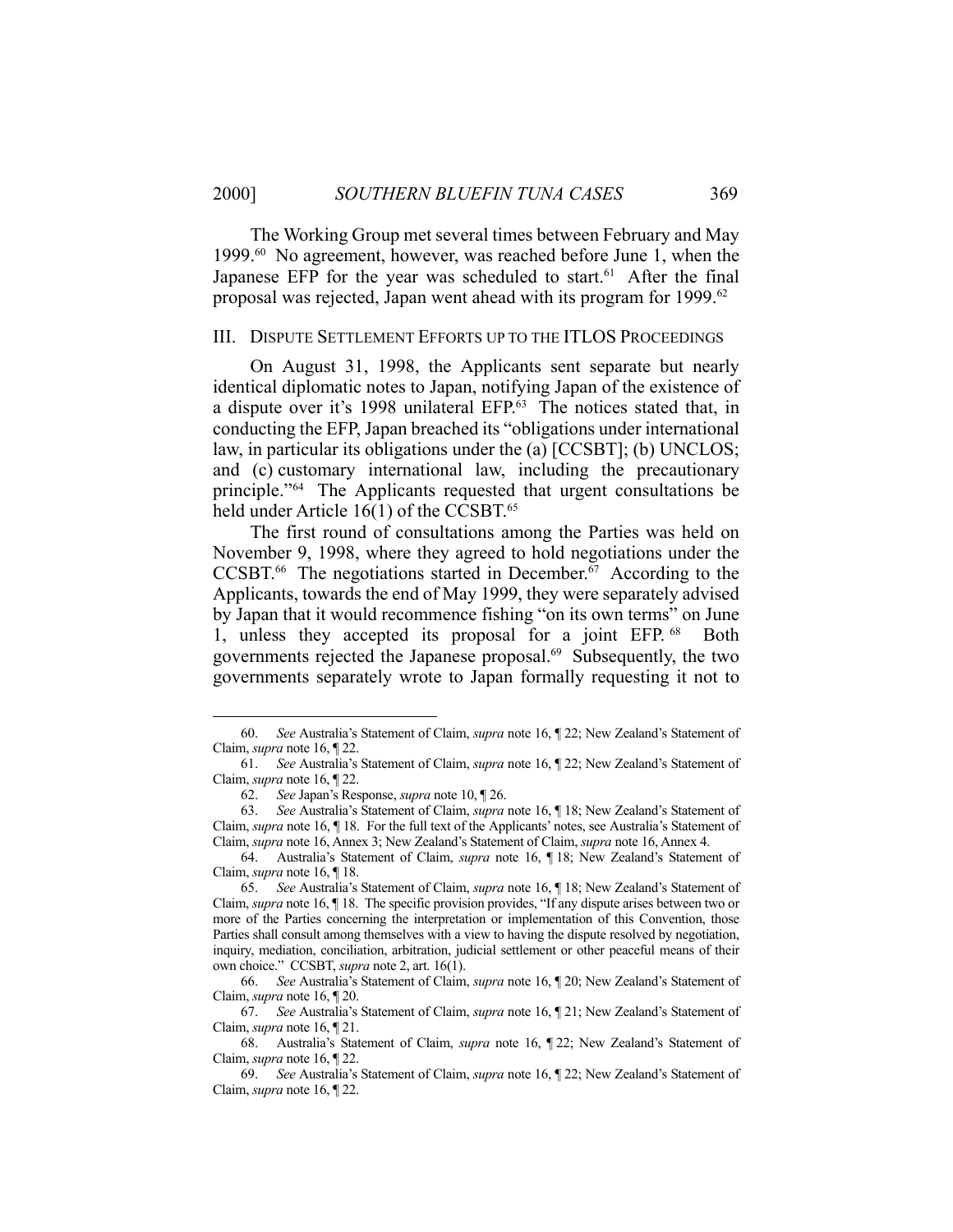The Working Group met several times between February and May 1999.[60] No agreement, however, was reached before June 1, when the Japanese EFP for the year was scheduled to start.[61] After the final proposal was rejected, Japan went ahead with its program for 1999.[62]

## III. Dispute Settlement Efforts up to the ITLOS Proceedings

On August 31, 1998, the Applicants sent separate but nearly identical diplomatic notes to Japan, notifying Japan of the existence of a dispute over it's 1998 unilateral EFP.[63] The notices stated that, in conducting the EFP, Japan breached its "obligations under international law, in particular its obligations under the (a) [CCSBT]; (b) UNCLOS; and (c) customary international law, including the precautionary principle."[64] The Applicants requested that urgent consultations be held under Article 16(1) of the CCSBT.[65]

The first round of consultations among the Parties was held on November 9, 1998, where they agreed to hold negotiations under the CCSBT.[66] The negotiations started in December.[67] According to the Applicants, towards the end of May 1999, they were separately advised by Japan that it would recommence fishing "on its own terms" on June 1, unless they accepted its proposal for a joint EFP.[68] Both governments rejected the Japanese proposal.[69] Subsequently, the two governments separately wrote to Japan formally requesting it not to

---

60. *See* Australia's Statement of Claim, *supra* note 16, ¶ 22; New Zealand's Statement of Claim, *supra* note 16, ¶ 22.

61. *See* Australia's Statement of Claim, *supra* note 16, ¶ 22; New Zealand's Statement of Claim, *supra* note 16, ¶ 22.

62. *See* Japan's Response, *supra* note 10, ¶ 26.

63. *See* Australia's Statement of Claim, *supra* note 16, ¶ 18; New Zealand's Statement of Claim, *supra* note 16, ¶ 18. For the full text of the Applicants' notes, see Australia's Statement of Claim, *supra* note 16, Annex 3; New Zealand's Statement of Claim, *supra* note 16, Annex 4.

64. Australia's Statement of Claim, *supra* note 16, ¶ 18; New Zealand's Statement of Claim, *supra* note 16, ¶ 18.

65. *See* Australia's Statement of Claim, *supra* note 16, ¶ 18; New Zealand's Statement of Claim, *supra* note 16, ¶ 18. The specific provision provides, "If any dispute arises between two or more of the Parties concerning the interpretation or implementation of this Convention, those Parties shall consult among themselves with a view to having the dispute resolved by negotiation, inquiry, mediation, conciliation, arbitration, judicial settlement or other peaceful means of their own choice." CCSBT, *supra* note 2, art. 16(1).

66. *See* Australia's Statement of Claim, *supra* note 16, ¶ 20; New Zealand's Statement of Claim, *supra* note 16, ¶ 20.

67. *See* Australia's Statement of Claim, *supra* note 16, ¶ 21; New Zealand's Statement of Claim, *supra* note 16, ¶ 21.

68. Australia's Statement of Claim, *supra* note 16, ¶ 22; New Zealand's Statement of Claim, *supra* note 16, ¶ 22.

69. *See* Australia's Statement of Claim, *supra* note 16, ¶ 22; New Zealand's Statement of Claim, *supra* note 16, ¶ 22.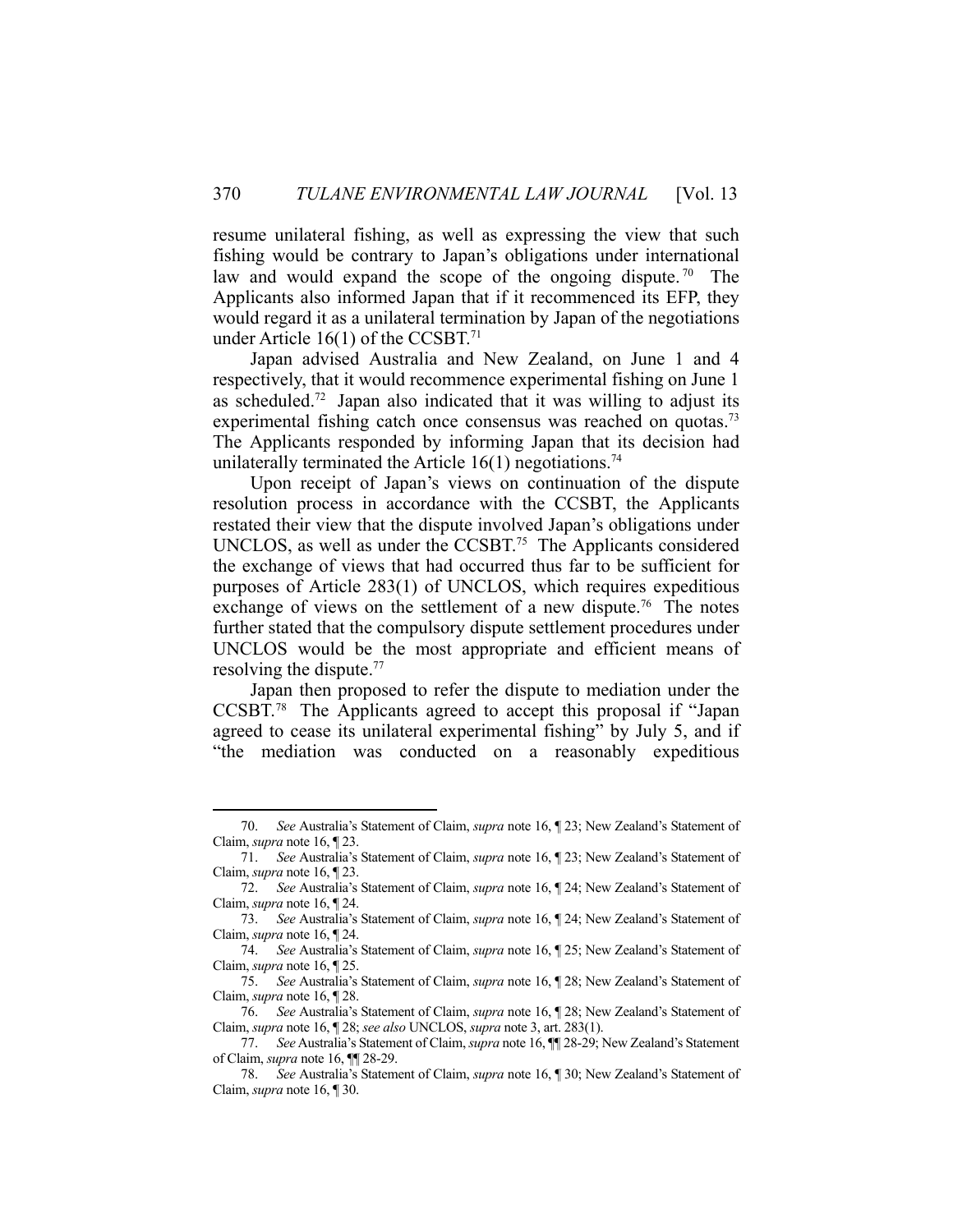resume unilateral fishing, as well as expressing the view that such fishing would be contrary to Japan's obligations under international law and would expand the scope of the ongoing dispute.[70] The Applicants also informed Japan that if it recommenced its EFP, they would regard it as a unilateral termination by Japan of the negotiations under Article 16(1) of the CCSBT.[71]

Japan advised Australia and New Zealand, on June 1 and 4 respectively, that it would recommence experimental fishing on June 1 as scheduled.[72] Japan also indicated that it was willing to adjust its experimental fishing catch once consensus was reached on quotas.[73] The Applicants responded by informing Japan that its decision had unilaterally terminated the Article 16(1) negotiations.[74]

Upon receipt of Japan's views on continuation of the dispute resolution process in accordance with the CCSBT, the Applicants restated their view that the dispute involved Japan's obligations under UNCLOS, as well as under the CCSBT.[75] The Applicants considered the exchange of views that had occurred thus far to be sufficient for purposes of Article 283(1) of UNCLOS, which requires expeditious exchange of views on the settlement of a new dispute.[76] The notes further stated that the compulsory dispute settlement procedures under UNCLOS would be the most appropriate and efficient means of resolving the dispute.[77]

Japan then proposed to refer the dispute to mediation under the CCSBT.[78] The Applicants agreed to accept this proposal if "Japan agreed to cease its unilateral experimental fishing" by July 5, and if "the mediation was conducted on a reasonably expeditious

---

70. *See* Australia's Statement of Claim, *supra* note 16, ¶ 23; New Zealand's Statement of Claim, *supra* note 16, ¶ 23.

71. *See* Australia's Statement of Claim, *supra* note 16, ¶ 23; New Zealand's Statement of Claim, *supra* note 16, ¶ 23.

72. *See* Australia's Statement of Claim, *supra* note 16, ¶ 24; New Zealand's Statement of Claim, *supra* note 16, ¶ 24.

73. *See* Australia's Statement of Claim, *supra* note 16, ¶ 24; New Zealand's Statement of Claim, *supra* note 16, ¶ 24.

74. *See* Australia's Statement of Claim, *supra* note 16, ¶ 25; New Zealand's Statement of Claim, *supra* note 16, ¶ 25.

75. *See* Australia's Statement of Claim, *supra* note 16, ¶ 28; New Zealand's Statement of Claim, *supra* note 16, ¶ 28.

76. *See* Australia's Statement of Claim, *supra* note 16, ¶ 28; New Zealand's Statement of Claim, *supra* note 16, ¶ 28; *see also* UNCLOS, *supra* note 3, art. 283(1).

77. *See* Australia's Statement of Claim, *supra* note 16, ¶¶ 28-29; New Zealand's Statement of Claim, *supra* note 16, ¶¶ 28-29.

78. *See* Australia's Statement of Claim, *supra* note 16, ¶ 30; New Zealand's Statement of Claim, *supra* note 16, ¶ 30.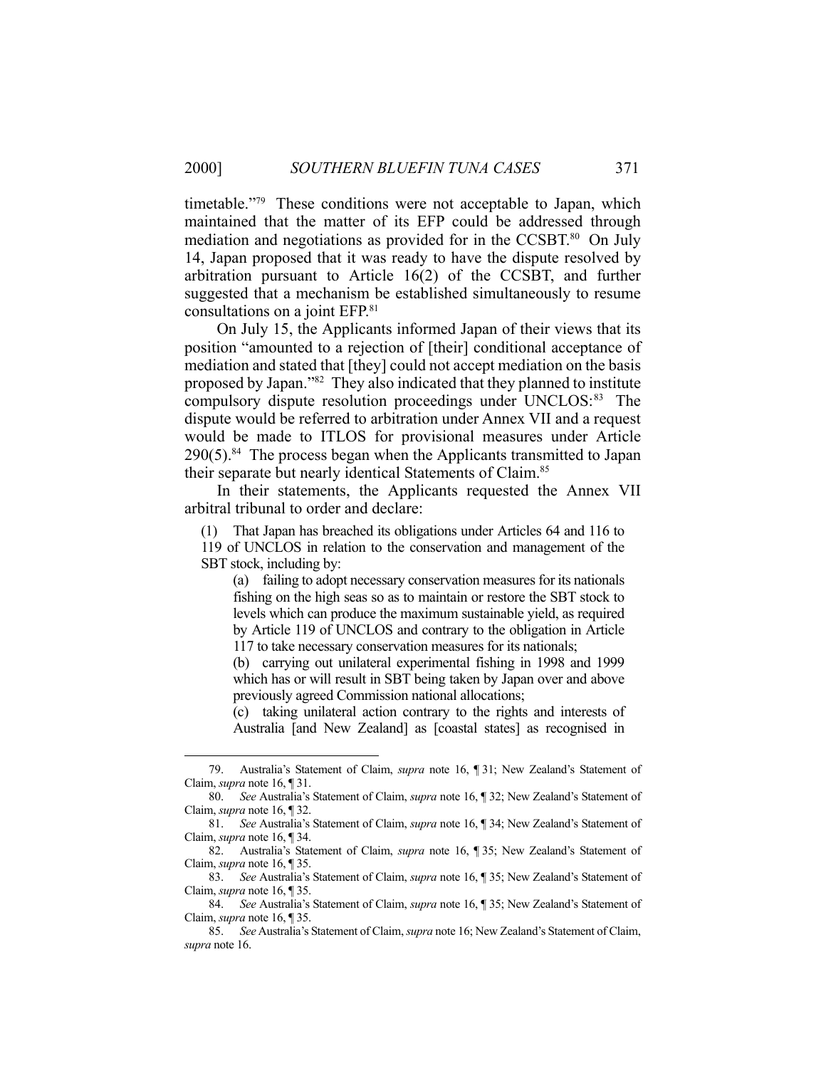timetable."[79] These conditions were not acceptable to Japan, which maintained that the matter of its EFP could be addressed through mediation and negotiations as provided for in the CCSBT.[80] On July 14, Japan proposed that it was ready to have the dispute resolved by arbitration pursuant to Article 16(2) of the CCSBT, and further suggested that a mechanism be established simultaneously to resume consultations on a joint EFP.[81]

On July 15, the Applicants informed Japan of their views that its position "amounted to a rejection of [their] conditional acceptance of mediation and stated that [they] could not accept mediation on the basis proposed by Japan."[82] They also indicated that they planned to institute compulsory dispute resolution proceedings under UNCLOS:[83] The dispute would be referred to arbitration under Annex VII and a request would be made to ITLOS for provisional measures under Article 290(5).[84] The process began when the Applicants transmitted to Japan their separate but nearly identical Statements of Claim.[85]

In their statements, the Applicants requested the Annex VII arbitral tribunal to order and declare:

> (1) That Japan has breached its obligations under Articles 64 and 116 to 119 of UNCLOS in relation to the conservation and management of the SBT stock, including by:
>
> > (a) failing to adopt necessary conservation measures for its nationals fishing on the high seas so as to maintain or restore the SBT stock to levels which can produce the maximum sustainable yield, as required by Article 119 of UNCLOS and contrary to the obligation in Article 117 to take necessary conservation measures for its nationals;
> >
> > (b) carrying out unilateral experimental fishing in 1998 and 1999 which has or will result in SBT being taken by Japan over and above previously agreed Commission national allocations;
> >
> > (c) taking unilateral action contrary to the rights and interests of Australia [and New Zealand] as [coastal states] as recognised in

---

79. Australia's Statement of Claim, *supra* note 16, ¶ 31; New Zealand's Statement of Claim, *supra* note 16, ¶ 31.

80. *See* Australia's Statement of Claim, *supra* note 16, ¶ 32; New Zealand's Statement of Claim, *supra* note 16, ¶ 32.

81. *See* Australia's Statement of Claim, *supra* note 16, ¶ 34; New Zealand's Statement of Claim, *supra* note 16, ¶ 34.

82. Australia's Statement of Claim, *supra* note 16, ¶ 35; New Zealand's Statement of Claim, *supra* note 16, ¶ 35.

83. *See* Australia's Statement of Claim, *supra* note 16, ¶ 35; New Zealand's Statement of Claim, *supra* note 16, ¶ 35.

84. *See* Australia's Statement of Claim, *supra* note 16, ¶ 35; New Zealand's Statement of Claim, *supra* note 16, ¶ 35.

85. *See* Australia's Statement of Claim, *supra* note 16; New Zealand's Statement of Claim, *supra* note 16.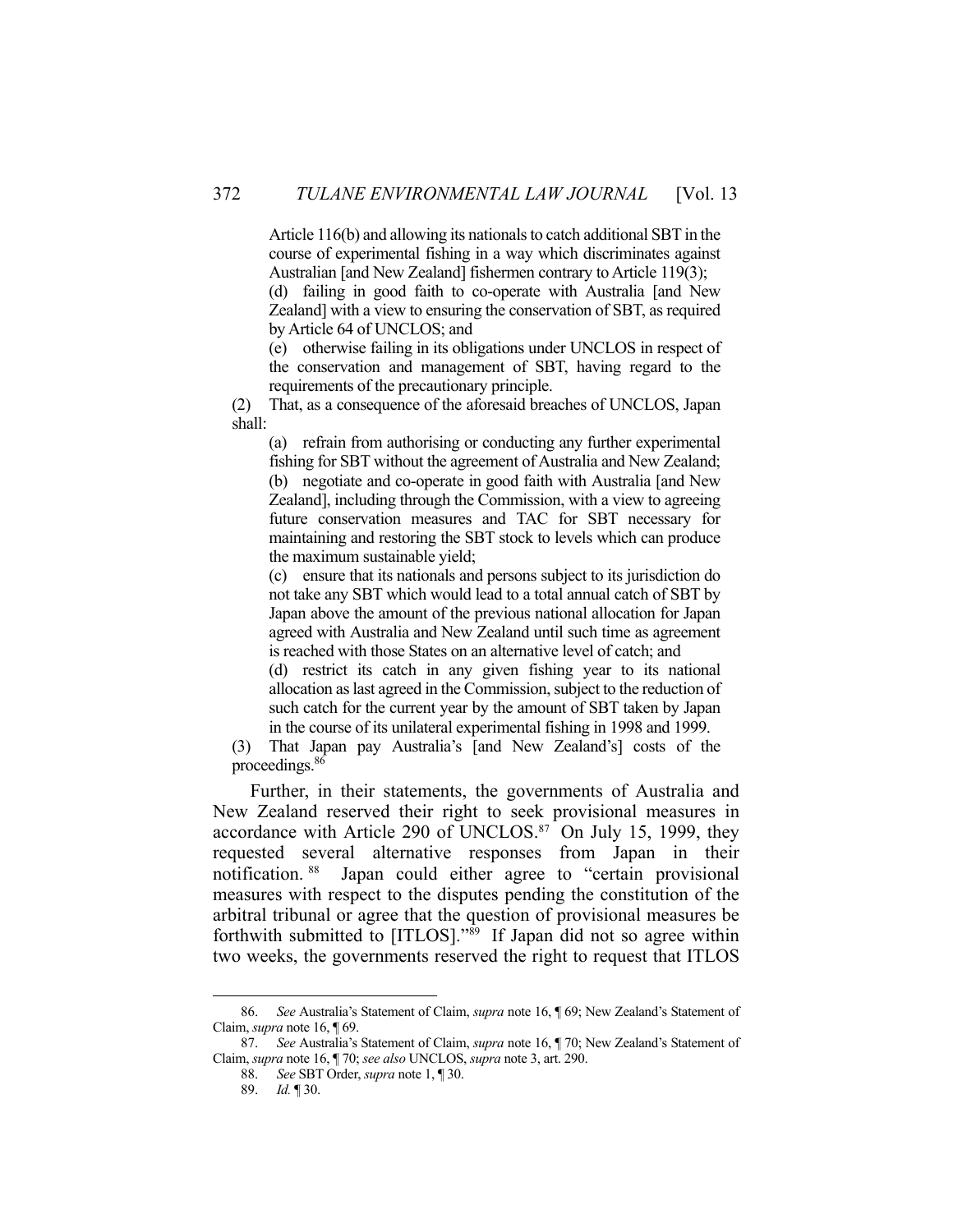> Article 116(b) and allowing its nationals to catch additional SBT in the course of experimental fishing in a way which discriminates against Australian [and New Zealand] fishermen contrary to Article 119(3);
>
> (d) failing in good faith to co-operate with Australia [and New Zealand] with a view to ensuring the conservation of SBT, as required by Article 64 of UNCLOS; and
>
> (e) otherwise failing in its obligations under UNCLOS in respect of the conservation and management of SBT, having regard to the requirements of the precautionary principle.
>
> (2) That, as a consequence of the aforesaid breaches of UNCLOS, Japan shall:
>
> (a) refrain from authorising or conducting any further experimental fishing for SBT without the agreement of Australia and New Zealand;
>
> (b) negotiate and co-operate in good faith with Australia [and New Zealand], including through the Commission, with a view to agreeing future conservation measures and TAC for SBT necessary for maintaining and restoring the SBT stock to levels which can produce the maximum sustainable yield;
>
> (c) ensure that its nationals and persons subject to its jurisdiction do not take any SBT which would lead to a total annual catch of SBT by Japan above the amount of the previous national allocation for Japan agreed with Australia and New Zealand until such time as agreement is reached with those States on an alternative level of catch; and
>
> (d) restrict its catch in any given fishing year to its national allocation as last agreed in the Commission, subject to the reduction of such catch for the current year by the amount of SBT taken by Japan in the course of its unilateral experimental fishing in 1998 and 1999.
>
> (3) That Japan pay Australia's [and New Zealand's] costs of the proceedings.[86]

Further, in their statements, the governments of Australia and New Zealand reserved their right to seek provisional measures in accordance with Article 290 of UNCLOS.[87] On July 15, 1999, they requested several alternative responses from Japan in their notification.[88] Japan could either agree to "certain provisional measures with respect to the disputes pending the constitution of the arbitral tribunal or agree that the question of provisional measures be forthwith submitted to [ITLOS]."[89] If Japan did not so agree within two weeks, the governments reserved the right to request that ITLOS

---

86. *See* Australia's Statement of Claim, *supra* note 16, ¶ 69; New Zealand's Statement of Claim, *supra* note 16, ¶ 69.

87. *See* Australia's Statement of Claim, *supra* note 16, ¶ 70; New Zealand's Statement of Claim, *supra* note 16, ¶ 70; *see also* UNCLOS, *supra* note 3, art. 290.

88. *See* SBT Order, *supra* note 1, ¶ 30.

89. *Id.* ¶ 30.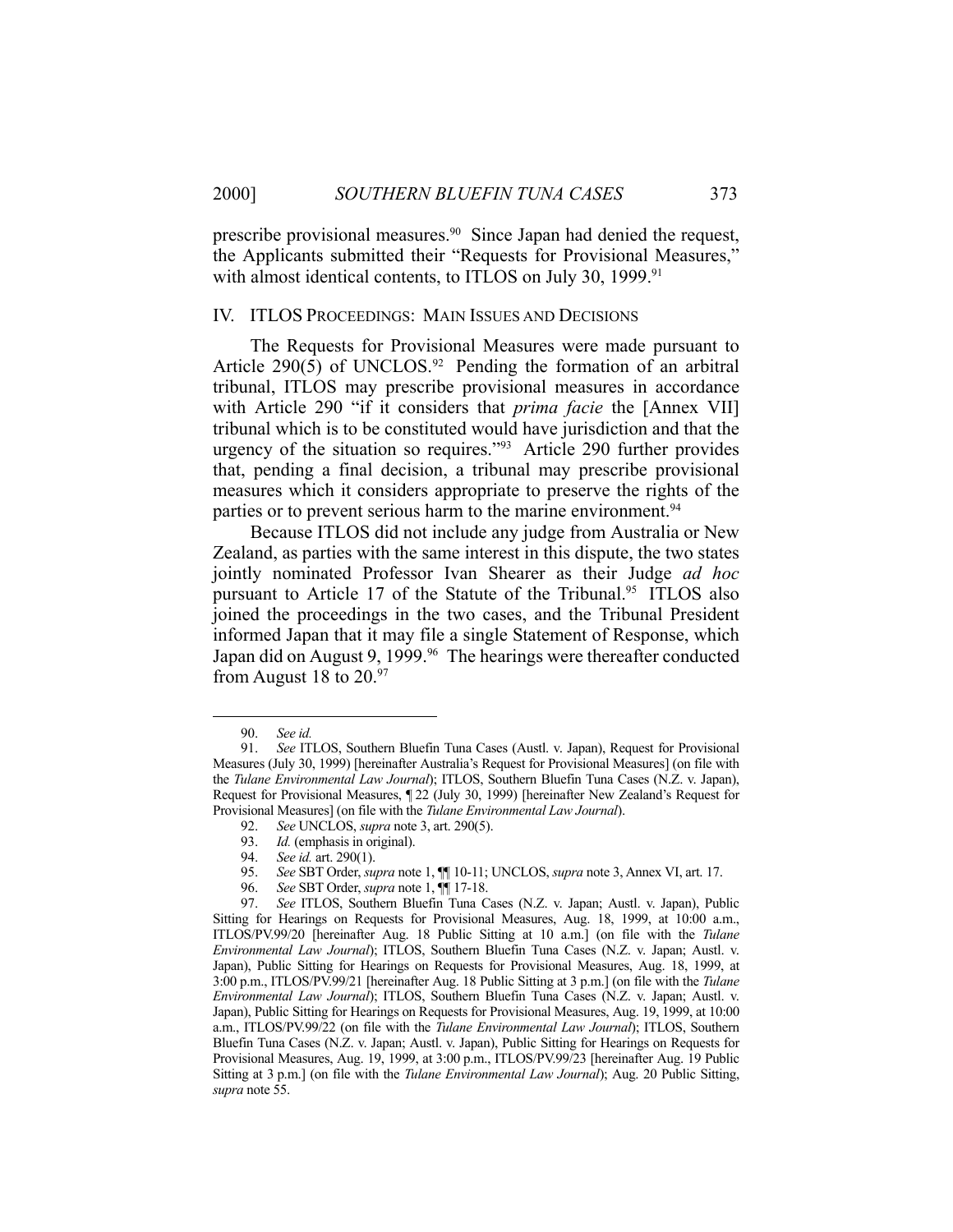prescribe provisional measures.[90] Since Japan had denied the request, the Applicants submitted their "Requests for Provisional Measures," with almost identical contents, to ITLOS on July 30, 1999.[91]

## IV. ITLOS PROCEEDINGS: MAIN ISSUES AND DECISIONS

The Requests for Provisional Measures were made pursuant to Article 290(5) of UNCLOS.[92] Pending the formation of an arbitral tribunal, ITLOS may prescribe provisional measures in accordance with Article 290 "if it considers that *prima facie* the [Annex VII] tribunal which is to be constituted would have jurisdiction and that the urgency of the situation so requires."[93] Article 290 further provides that, pending a final decision, a tribunal may prescribe provisional measures which it considers appropriate to preserve the rights of the parties or to prevent serious harm to the marine environment.[94]

Because ITLOS did not include any judge from Australia or New Zealand, as parties with the same interest in this dispute, the two states jointly nominated Professor Ivan Shearer as their Judge *ad hoc* pursuant to Article 17 of the Statute of the Tribunal.[95] ITLOS also joined the proceedings in the two cases, and the Tribunal President informed Japan that it may file a single Statement of Response, which Japan did on August 9, 1999.[96] The hearings were thereafter conducted from August 18 to 20.[97]

---

90. *See id.*

91. *See* ITLOS, Southern Bluefin Tuna Cases (Austl. v. Japan), Request for Provisional Measures (July 30, 1999) [hereinafter Australia's Request for Provisional Measures] (on file with the *Tulane Environmental Law Journal*); ITLOS, Southern Bluefin Tuna Cases (N.Z. v. Japan), Request for Provisional Measures, ¶ 22 (July 30, 1999) [hereinafter New Zealand's Request for Provisional Measures] (on file with the *Tulane Environmental Law Journal*).

92. *See* UNCLOS, *supra* note 3, art. 290(5).

93. *Id.* (emphasis in original).

94. *See id.* art. 290(1).

95. *See* SBT Order, *supra* note 1, ¶¶ 10-11; UNCLOS, *supra* note 3, Annex VI, art. 17.

96. *See* SBT Order, *supra* note 1, ¶¶ 17-18.

97. *See* ITLOS, Southern Bluefin Tuna Cases (N.Z. v. Japan; Austl. v. Japan), Public Sitting for Hearings on Requests for Provisional Measures, Aug. 18, 1999, at 10:00 a.m., ITLOS/PV.99/20 [hereinafter Aug. 18 Public Sitting at 10 a.m.] (on file with the *Tulane Environmental Law Journal*); ITLOS, Southern Bluefin Tuna Cases (N.Z. v. Japan; Austl. v. Japan), Public Sitting for Hearings on Requests for Provisional Measures, Aug. 18, 1999, at 3:00 p.m., ITLOS/PV.99/21 [hereinafter Aug. 18 Public Sitting at 3 p.m.] (on file with the *Tulane Environmental Law Journal*); ITLOS, Southern Bluefin Tuna Cases (N.Z. v. Japan; Austl. v. Japan), Public Sitting for Hearings on Requests for Provisional Measures, Aug. 19, 1999, at 10:00 a.m., ITLOS/PV.99/22 (on file with the *Tulane Environmental Law Journal*); ITLOS, Southern Bluefin Tuna Cases (N.Z. v. Japan; Austl. v. Japan), Public Sitting for Hearings on Requests for Provisional Measures, Aug. 19, 1999, at 3:00 p.m., ITLOS/PV.99/23 [hereinafter Aug. 19 Public Sitting at 3 p.m.] (on file with the *Tulane Environmental Law Journal*); Aug. 20 Public Sitting, *supra* note 55.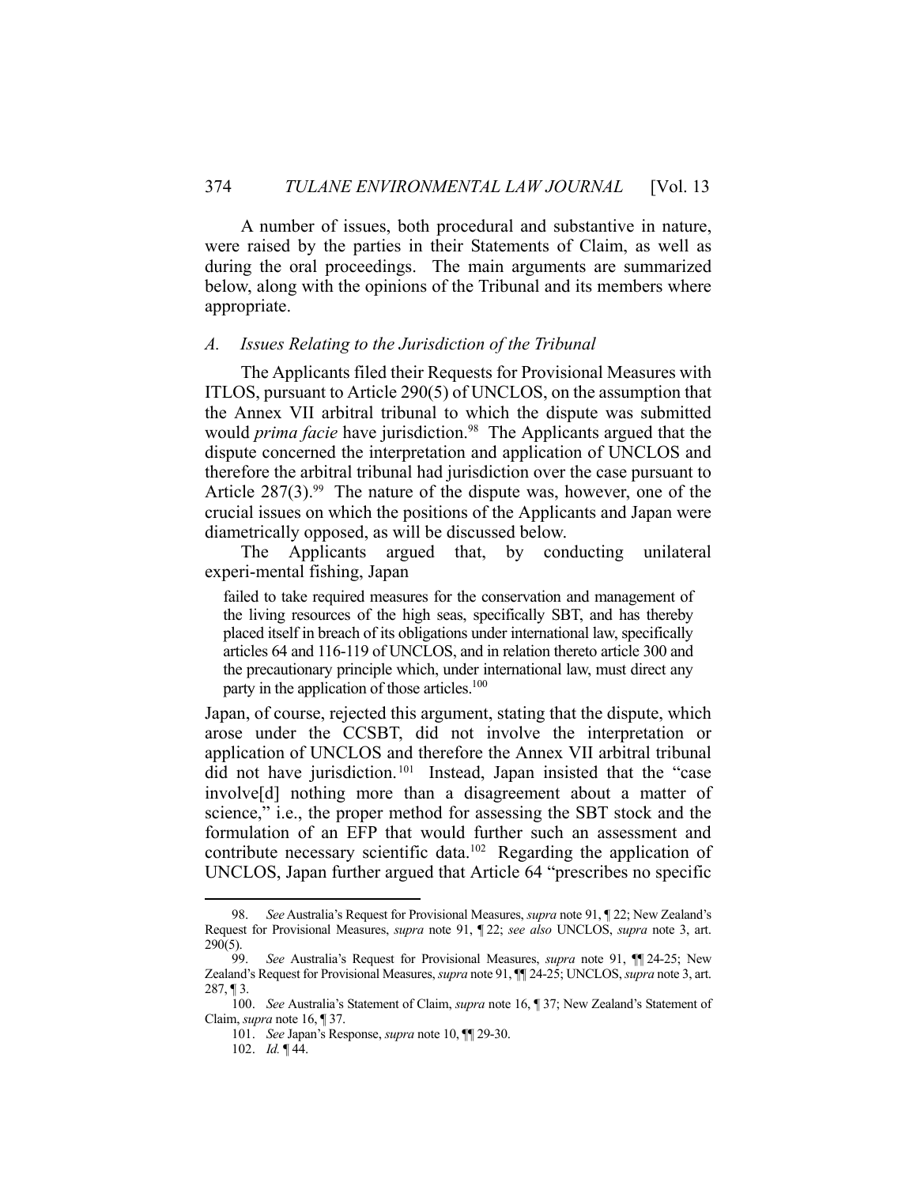A number of issues, both procedural and substantive in nature, were raised by the parties in their Statements of Claim, as well as during the oral proceedings. The main arguments are summarized below, along with the opinions of the Tribunal and its members where appropriate.

### *A. Issues Relating to the Jurisdiction of the Tribunal*

The Applicants filed their Requests for Provisional Measures with ITLOS, pursuant to Article 290(5) of UNCLOS, on the assumption that the Annex VII arbitral tribunal to which the dispute was submitted would *prima facie* have jurisdiction.[98] The Applicants argued that the dispute concerned the interpretation and application of UNCLOS and therefore the arbitral tribunal had jurisdiction over the case pursuant to Article 287(3).[99] The nature of the dispute was, however, one of the crucial issues on which the positions of the Applicants and Japan were diametrically opposed, as will be discussed below.

The Applicants argued that, by conducting unilateral experi-mental fishing, Japan

> failed to take required measures for the conservation and management of the living resources of the high seas, specifically SBT, and has thereby placed itself in breach of its obligations under international law, specifically articles 64 and 116-119 of UNCLOS, and in relation thereto article 300 and the precautionary principle which, under international law, must direct any party in the application of those articles.[100]

Japan, of course, rejected this argument, stating that the dispute, which arose under the CCSBT, did not involve the interpretation or application of UNCLOS and therefore the Annex VII arbitral tribunal did not have jurisdiction.[101] Instead, Japan insisted that the "case involve[d] nothing more than a disagreement about a matter of science," i.e., the proper method for assessing the SBT stock and the formulation of an EFP that would further such an assessment and contribute necessary scientific data.[102] Regarding the application of UNCLOS, Japan further argued that Article 64 "prescribes no specific

---

98. *See* Australia's Request for Provisional Measures, *supra* note 91, ¶ 22; New Zealand's Request for Provisional Measures, *supra* note 91, ¶ 22; *see also* UNCLOS, *supra* note 3, art. 290(5).

99. *See* Australia's Request for Provisional Measures, *supra* note 91, ¶¶ 24-25; New Zealand's Request for Provisional Measures, *supra* note 91, ¶¶ 24-25; UNCLOS, *supra* note 3, art. 287, ¶ 3.

100. *See* Australia's Statement of Claim, *supra* note 16, ¶ 37; New Zealand's Statement of Claim, *supra* note 16, ¶ 37.

101. *See* Japan's Response, *supra* note 10, ¶¶ 29-30.

102. *Id.* ¶ 44.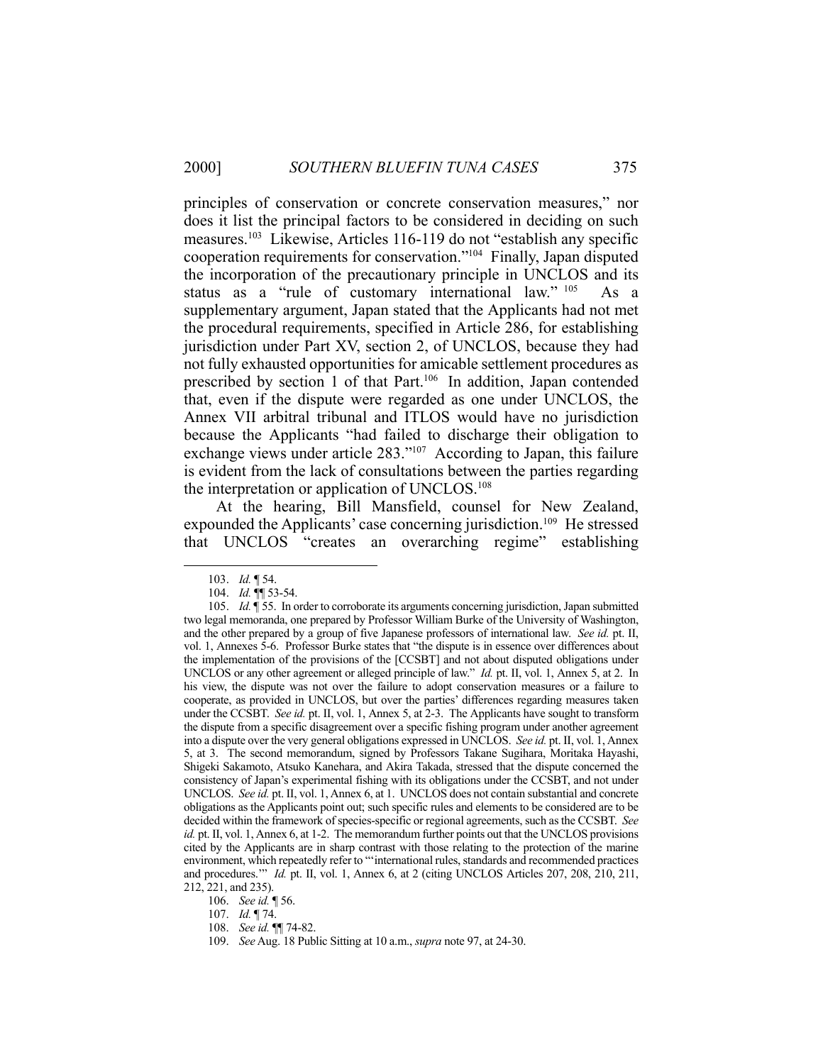principles of conservation or concrete conservation measures," nor does it list the principal factors to be considered in deciding on such measures.[103] Likewise, Articles 116-119 do not "establish any specific cooperation requirements for conservation."[104] Finally, Japan disputed the incorporation of the precautionary principle in UNCLOS and its status as a "rule of customary international law."[105] As a supplementary argument, Japan stated that the Applicants had not met the procedural requirements, specified in Article 286, for establishing jurisdiction under Part XV, section 2, of UNCLOS, because they had not fully exhausted opportunities for amicable settlement procedures as prescribed by section 1 of that Part.[106] In addition, Japan contended that, even if the dispute were regarded as one under UNCLOS, the Annex VII arbitral tribunal and ITLOS would have no jurisdiction because the Applicants "had failed to discharge their obligation to exchange views under article 283."[107] According to Japan, this failure is evident from the lack of consultations between the parties regarding the interpretation or application of UNCLOS.[108]

At the hearing, Bill Mansfield, counsel for New Zealand, expounded the Applicants' case concerning jurisdiction.[109] He stressed that UNCLOS "creates an overarching regime" establishing

---

103. *Id.* ¶ 54.

104. *Id.* ¶¶ 53-54.

105. *Id.* ¶ 55. In order to corroborate its arguments concerning jurisdiction, Japan submitted two legal memoranda, one prepared by Professor William Burke of the University of Washington, and the other prepared by a group of five Japanese professors of international law. *See id.* pt. II, vol. 1, Annexes 5-6. Professor Burke states that "the dispute is in essence over differences about the implementation of the provisions of the [CCSBT] and not about disputed obligations under UNCLOS or any other agreement or alleged principle of law." *Id.* pt. II, vol. 1, Annex 5, at 2. In his view, the dispute was not over the failure to adopt conservation measures or a failure to cooperate, as provided in UNCLOS, but over the parties' differences regarding measures taken under the CCSBT. *See id.* pt. II, vol. 1, Annex 5, at 2-3. The Applicants have sought to transform the dispute from a specific disagreement over a specific fishing program under another agreement into a dispute over the very general obligations expressed in UNCLOS. *See id.* pt. II, vol. 1, Annex 5, at 3. The second memorandum, signed by Professors Takane Sugihara, Moritaka Hayashi, Shigeki Sakamoto, Atsuko Kanehara, and Akira Takada, stressed that the dispute concerned the consistency of Japan's experimental fishing with its obligations under the CCSBT, and not under UNCLOS. *See id.* pt. II, vol. 1, Annex 6, at 1. UNCLOS does not contain substantial and concrete obligations as the Applicants point out; such specific rules and elements to be considered are to be decided within the framework of species-specific or regional agreements, such as the CCSBT. *See id.* pt. II, vol. 1, Annex 6, at 1-2. The memorandum further points out that the UNCLOS provisions cited by the Applicants are in sharp contrast with those relating to the protection of the marine environment, which repeatedly refer to "'international rules, standards and recommended practices and procedures.'" *Id.* pt. II, vol. 1, Annex 6, at 2 (citing UNCLOS Articles 207, 208, 210, 211, 212, 221, and 235).

106. *See id.* ¶ 56.

107. *Id.* ¶ 74.

108. *See id.* ¶¶ 74-82.

109. *See* Aug. 18 Public Sitting at 10 a.m., *supra* note 97, at 24-30.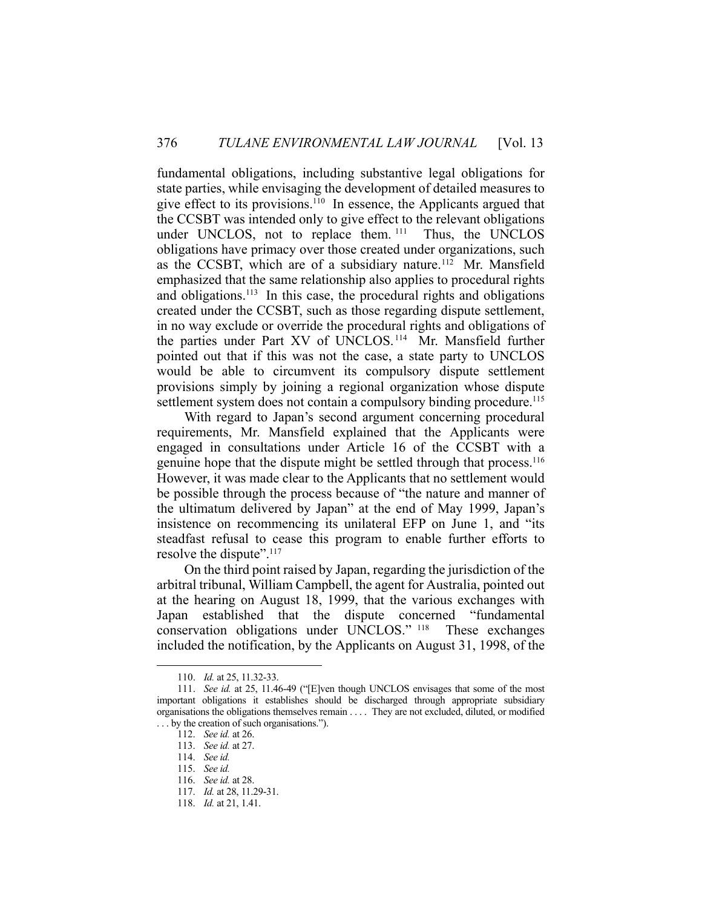fundamental obligations, including substantive legal obligations for state parties, while envisaging the development of detailed measures to give effect to its provisions.[110] In essence, the Applicants argued that the CCSBT was intended only to give effect to the relevant obligations under UNCLOS, not to replace them.[111] Thus, the UNCLOS obligations have primacy over those created under organizations, such as the CCSBT, which are of a subsidiary nature.[112] Mr. Mansfield emphasized that the same relationship also applies to procedural rights and obligations.[113] In this case, the procedural rights and obligations created under the CCSBT, such as those regarding dispute settlement, in no way exclude or override the procedural rights and obligations of the parties under Part XV of UNCLOS.[114] Mr. Mansfield further pointed out that if this was not the case, a state party to UNCLOS would be able to circumvent its compulsory dispute settlement provisions simply by joining a regional organization whose dispute settlement system does not contain a compulsory binding procedure.[115]

With regard to Japan's second argument concerning procedural requirements, Mr. Mansfield explained that the Applicants were engaged in consultations under Article 16 of the CCSBT with a genuine hope that the dispute might be settled through that process.[116] However, it was made clear to the Applicants that no settlement would be possible through the process because of "the nature and manner of the ultimatum delivered by Japan" at the end of May 1999, Japan's insistence on recommencing its unilateral EFP on June 1, and "its steadfast refusal to cease this program to enable further efforts to resolve the dispute".[117]

On the third point raised by Japan, regarding the jurisdiction of the arbitral tribunal, William Campbell, the agent for Australia, pointed out at the hearing on August 18, 1999, that the various exchanges with Japan established that the dispute concerned "fundamental conservation obligations under UNCLOS."[118] These exchanges included the notification, by the Applicants on August 31, 1998, of the

---

110. *Id.* at 25, 11.32-33.

111. *See id.* at 25, 11.46-49 ("[E]ven though UNCLOS envisages that some of the most important obligations it establishes should be discharged through appropriate subsidiary organisations the obligations themselves remain . . . . They are not excluded, diluted, or modified . . . by the creation of such organisations.").

112. *See id.* at 26.

113. *See id.* at 27.

114. *See id.*

115. *See id.*

116. *See id.* at 28.

117. *Id.* at 28, 11.29-31.

118. *Id.* at 21, 1.41.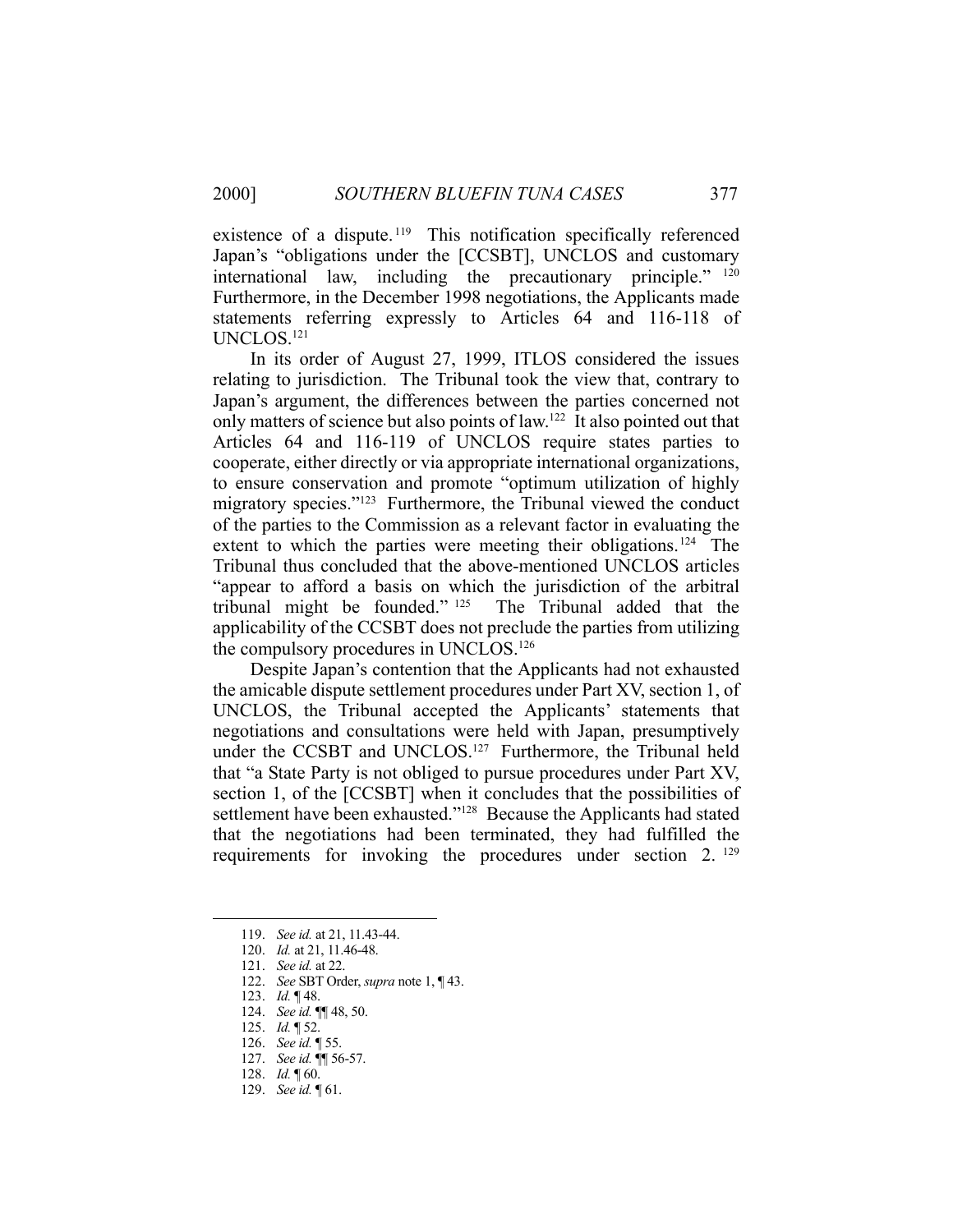existence of a dispute.[119] This notification specifically referenced Japan's "obligations under the [CCSBT], UNCLOS and customary international law, including the precautionary principle." [120] Furthermore, in the December 1998 negotiations, the Applicants made statements referring expressly to Articles 64 and 116-118 of UNCLOS.[121]

In its order of August 27, 1999, ITLOS considered the issues relating to jurisdiction. The Tribunal took the view that, contrary to Japan's argument, the differences between the parties concerned not only matters of science but also points of law.[122] It also pointed out that Articles 64 and 116-119 of UNCLOS require states parties to cooperate, either directly or via appropriate international organizations, to ensure conservation and promote "optimum utilization of highly migratory species."[123] Furthermore, the Tribunal viewed the conduct of the parties to the Commission as a relevant factor in evaluating the extent to which the parties were meeting their obligations.[124] The Tribunal thus concluded that the above-mentioned UNCLOS articles "appear to afford a basis on which the jurisdiction of the arbitral tribunal might be founded." [125] The Tribunal added that the applicability of the CCSBT does not preclude the parties from utilizing the compulsory procedures in UNCLOS.[126]

Despite Japan's contention that the Applicants had not exhausted the amicable dispute settlement procedures under Part XV, section 1, of UNCLOS, the Tribunal accepted the Applicants' statements that negotiations and consultations were held with Japan, presumptively under the CCSBT and UNCLOS.[127] Furthermore, the Tribunal held that "a State Party is not obliged to pursue procedures under Part XV, section 1, of the [CCSBT] when it concludes that the possibilities of settlement have been exhausted."[128] Because the Applicants had stated that the negotiations had been terminated, they had fulfilled the requirements for invoking the procedures under section 2. [129]

---

119. *See id.* at 21, 11.43-44.
120. *Id.* at 21, 11.46-48.
121. *See id.* at 22.
122. *See* SBT Order, *supra* note 1, ¶ 43.
123. *Id.* ¶ 48.
124. *See id.* ¶¶ 48, 50.
125. *Id.* ¶ 52.
126. *See id.* ¶ 55.
127. *See id.* ¶¶ 56-57.
128. *Id.* ¶ 60.
129. *See id.* ¶ 61.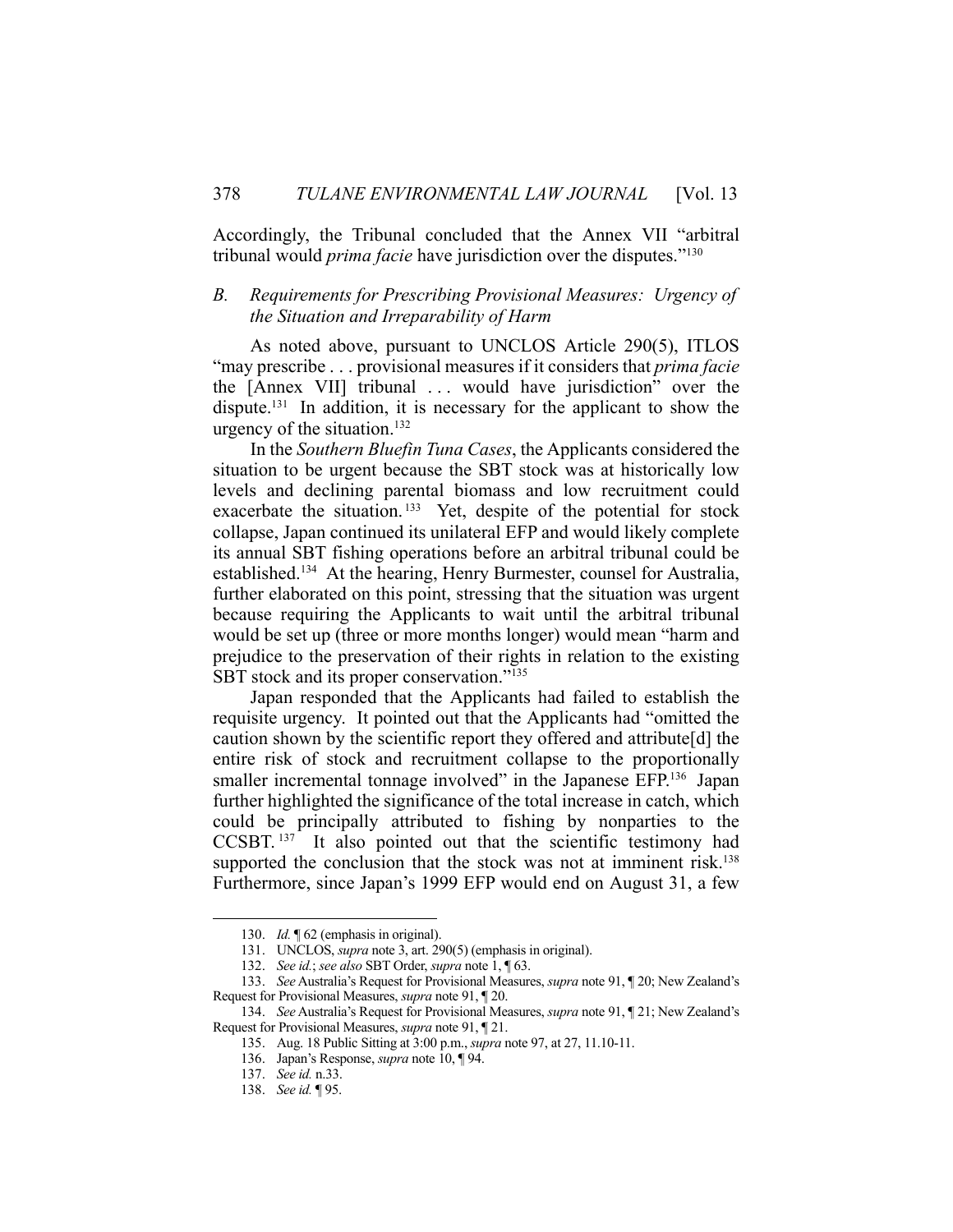Accordingly, the Tribunal concluded that the Annex VII "arbitral tribunal would *prima facie* have jurisdiction over the disputes."[130]

### *B. Requirements for Prescribing Provisional Measures: Urgency of the Situation and Irreparability of Harm*

As noted above, pursuant to UNCLOS Article 290(5), ITLOS "may prescribe . . . provisional measures if it considers that *prima facie* the [Annex VII] tribunal . . . would have jurisdiction" over the dispute.[131] In addition, it is necessary for the applicant to show the urgency of the situation.[132]

In the *Southern Bluefin Tuna Cases*, the Applicants considered the situation to be urgent because the SBT stock was at historically low levels and declining parental biomass and low recruitment could exacerbate the situation.[133] Yet, despite of the potential for stock collapse, Japan continued its unilateral EFP and would likely complete its annual SBT fishing operations before an arbitral tribunal could be established.[134] At the hearing, Henry Burmester, counsel for Australia, further elaborated on this point, stressing that the situation was urgent because requiring the Applicants to wait until the arbitral tribunal would be set up (three or more months longer) would mean "harm and prejudice to the preservation of their rights in relation to the existing SBT stock and its proper conservation."[135]

Japan responded that the Applicants had failed to establish the requisite urgency. It pointed out that the Applicants had "omitted the caution shown by the scientific report they offered and attribute[d] the entire risk of stock and recruitment collapse to the proportionally smaller incremental tonnage involved" in the Japanese EFP.[136] Japan further highlighted the significance of the total increase in catch, which could be principally attributed to fishing by nonparties to the CCSBT.[137] It also pointed out that the scientific testimony had supported the conclusion that the stock was not at imminent risk.[138] Furthermore, since Japan's 1999 EFP would end on August 31, a few

---

130. *Id.* ¶ 62 (emphasis in original).

131. UNCLOS, *supra* note 3, art. 290(5) (emphasis in original).

132. *See id.*; *see also* SBT Order, *supra* note 1, ¶ 63.

133. *See* Australia's Request for Provisional Measures, *supra* note 91, ¶ 20; New Zealand's Request for Provisional Measures, *supra* note 91, ¶ 20.

134. *See* Australia's Request for Provisional Measures, *supra* note 91, ¶ 21; New Zealand's Request for Provisional Measures, *supra* note 91, ¶ 21.

135. Aug. 18 Public Sitting at 3:00 p.m., *supra* note 97, at 27, 11.10-11.

136. Japan's Response, *supra* note 10, ¶ 94.

137. *See id.* n.33.

138. *See id.* ¶ 95.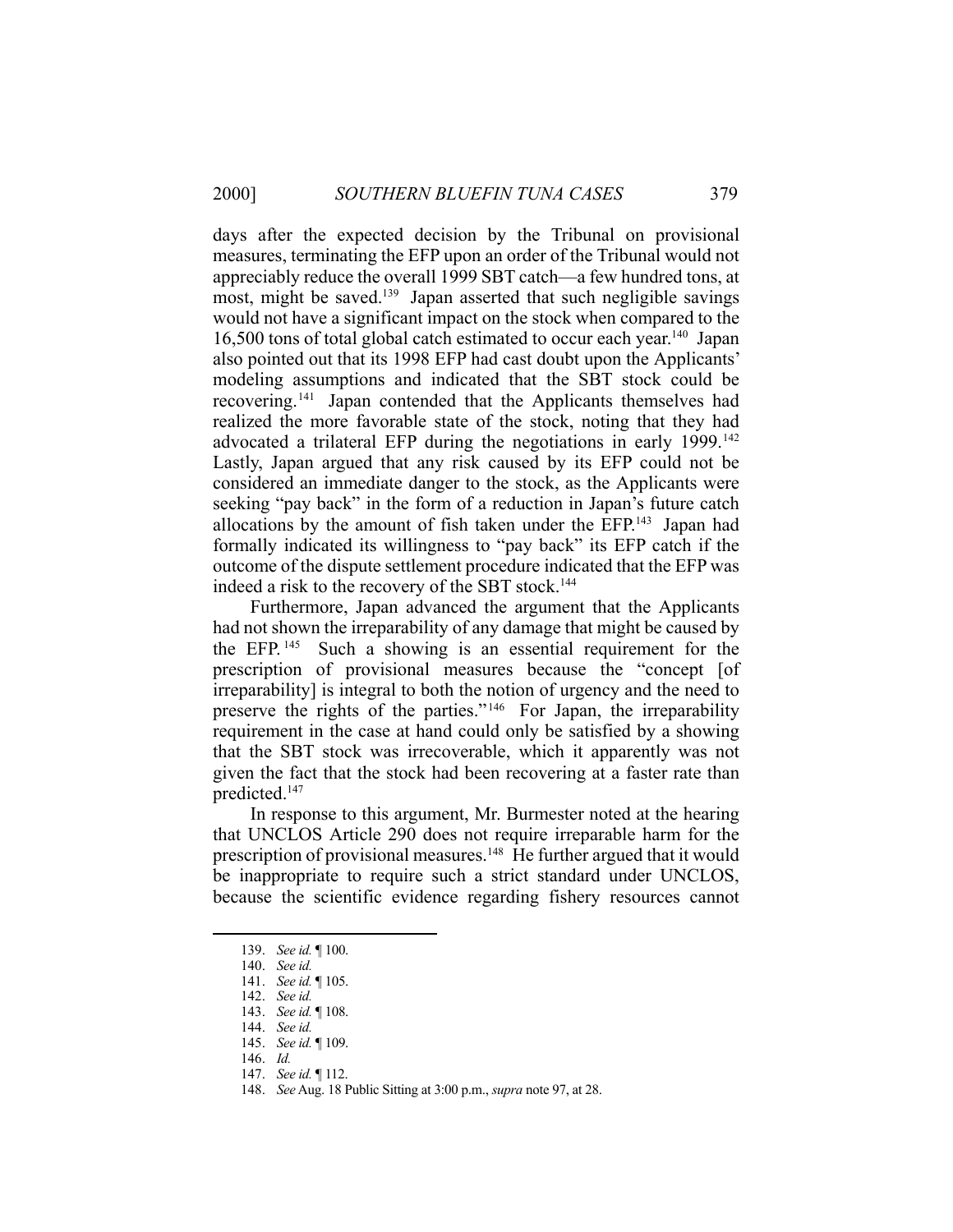days after the expected decision by the Tribunal on provisional measures, terminating the EFP upon an order of the Tribunal would not appreciably reduce the overall 1999 SBT catch—a few hundred tons, at most, might be saved.[139] Japan asserted that such negligible savings would not have a significant impact on the stock when compared to the 16,500 tons of total global catch estimated to occur each year.[140] Japan also pointed out that its 1998 EFP had cast doubt upon the Applicants' modeling assumptions and indicated that the SBT stock could be recovering.[141] Japan contended that the Applicants themselves had realized the more favorable state of the stock, noting that they had advocated a trilateral EFP during the negotiations in early 1999.[142] Lastly, Japan argued that any risk caused by its EFP could not be considered an immediate danger to the stock, as the Applicants were seeking "pay back" in the form of a reduction in Japan's future catch allocations by the amount of fish taken under the EFP.[143] Japan had formally indicated its willingness to "pay back" its EFP catch if the outcome of the dispute settlement procedure indicated that the EFP was indeed a risk to the recovery of the SBT stock.[144]

Furthermore, Japan advanced the argument that the Applicants had not shown the irreparability of any damage that might be caused by the EFP.[145] Such a showing is an essential requirement for the prescription of provisional measures because the "concept [of irreparability] is integral to both the notion of urgency and the need to preserve the rights of the parties."[146] For Japan, the irreparability requirement in the case at hand could only be satisfied by a showing that the SBT stock was irrecoverable, which it apparently was not given the fact that the stock had been recovering at a faster rate than predicted.[147]

In response to this argument, Mr. Burmester noted at the hearing that UNCLOS Article 290 does not require irreparable harm for the prescription of provisional measures.[148] He further argued that it would be inappropriate to require such a strict standard under UNCLOS, because the scientific evidence regarding fishery resources cannot

---

139. *See id.* ¶ 100.
140. *See id.*
141. *See id.* ¶ 105.
142. *See id.*
143. *See id.* ¶ 108.
144. *See id.*
145. *See id.* ¶ 109.
146. *Id.*
147. *See id.* ¶ 112.
148. *See* Aug. 18 Public Sitting at 3:00 p.m., *supra* note 97, at 28.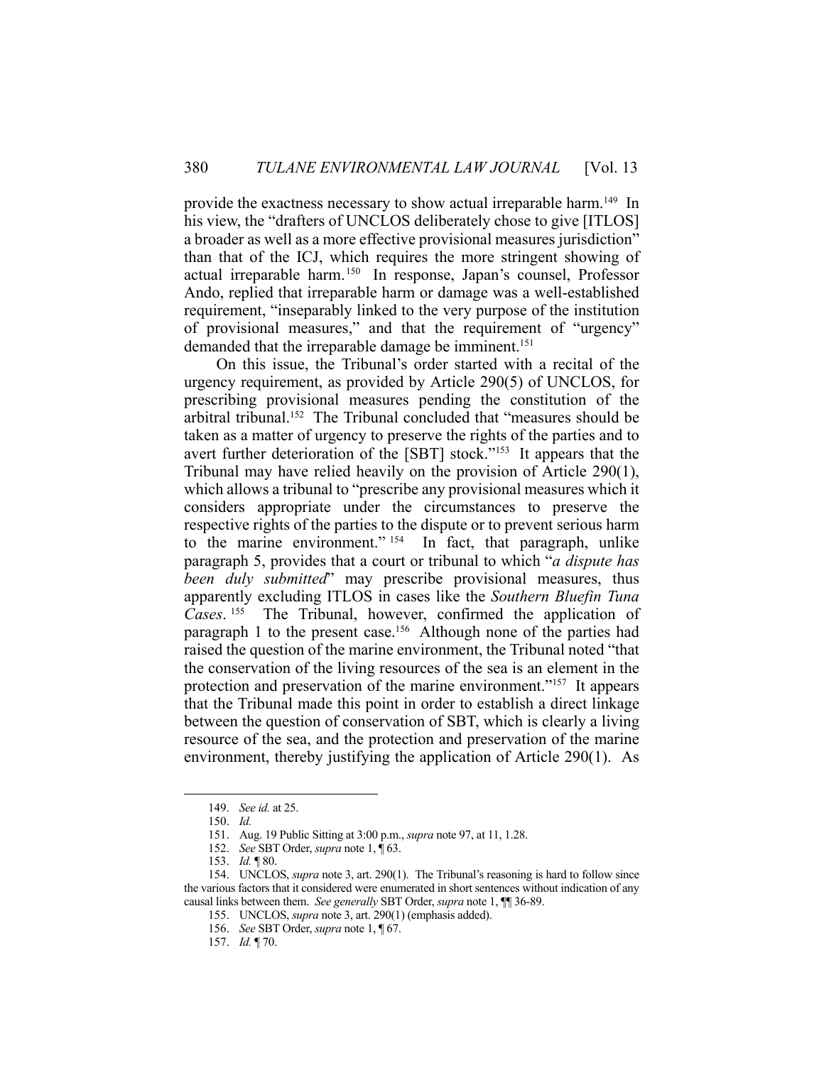provide the exactness necessary to show actual irreparable harm.[149] In his view, the "drafters of UNCLOS deliberately chose to give [ITLOS] a broader as well as a more effective provisional measures jurisdiction" than that of the ICJ, which requires the more stringent showing of actual irreparable harm.[150] In response, Japan's counsel, Professor Ando, replied that irreparable harm or damage was a well-established requirement, "inseparably linked to the very purpose of the institution of provisional measures," and that the requirement of "urgency" demanded that the irreparable damage be imminent.[151]

On this issue, the Tribunal's order started with a recital of the urgency requirement, as provided by Article 290(5) of UNCLOS, for prescribing provisional measures pending the constitution of the arbitral tribunal.[152] The Tribunal concluded that "measures should be taken as a matter of urgency to preserve the rights of the parties and to avert further deterioration of the [SBT] stock."[153] It appears that the Tribunal may have relied heavily on the provision of Article 290(1), which allows a tribunal to "prescribe any provisional measures which it considers appropriate under the circumstances to preserve the respective rights of the parties to the dispute or to prevent serious harm to the marine environment."[154] In fact, that paragraph, unlike paragraph 5, provides that a court or tribunal to which "*a dispute has been duly submitted*" may prescribe provisional measures, thus apparently excluding ITLOS in cases like the *Southern Bluefin Tuna Cases*.[155] The Tribunal, however, confirmed the application of paragraph 1 to the present case.[156] Although none of the parties had raised the question of the marine environment, the Tribunal noted "that the conservation of the living resources of the sea is an element in the protection and preservation of the marine environment."[157] It appears that the Tribunal made this point in order to establish a direct linkage between the question of conservation of SBT, which is clearly a living resource of the sea, and the protection and preservation of the marine environment, thereby justifying the application of Article 290(1). As

---

149. *See id.* at 25.

150. *Id.*

151. Aug. 19 Public Sitting at 3:00 p.m., *supra* note 97, at 11, 1.28.

152. *See* SBT Order, *supra* note 1, ¶ 63.

153. *Id.* ¶ 80.

154. UNCLOS, *supra* note 3, art. 290(1). The Tribunal's reasoning is hard to follow since the various factors that it considered were enumerated in short sentences without indication of any causal links between them. *See generally* SBT Order, *supra* note 1, ¶¶ 36-89.

155. UNCLOS, *supra* note 3, art. 290(1) (emphasis added).

156. *See* SBT Order, *supra* note 1, ¶ 67.

157. *Id.* ¶ 70.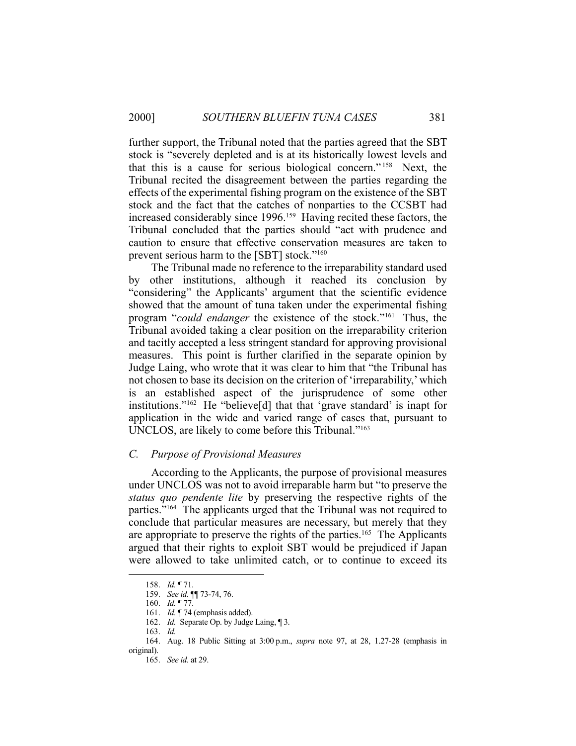further support, the Tribunal noted that the parties agreed that the SBT stock is "severely depleted and is at its historically lowest levels and that this is a cause for serious biological concern."[158] Next, the Tribunal recited the disagreement between the parties regarding the effects of the experimental fishing program on the existence of the SBT stock and the fact that the catches of nonparties to the CCSBT had increased considerably since 1996.[159] Having recited these factors, the Tribunal concluded that the parties should "act with prudence and caution to ensure that effective conservation measures are taken to prevent serious harm to the [SBT] stock."[160]

The Tribunal made no reference to the irreparability standard used by other institutions, although it reached its conclusion by "considering" the Applicants' argument that the scientific evidence showed that the amount of tuna taken under the experimental fishing program "*could endanger* the existence of the stock."[161] Thus, the Tribunal avoided taking a clear position on the irreparability criterion and tacitly accepted a less stringent standard for approving provisional measures. This point is further clarified in the separate opinion by Judge Laing, who wrote that it was clear to him that "the Tribunal has not chosen to base its decision on the criterion of 'irreparability,' which is an established aspect of the jurisprudence of some other institutions."[162] He "believe[d] that that 'grave standard' is inapt for application in the wide and varied range of cases that, pursuant to UNCLOS, are likely to come before this Tribunal."[163]

### C. Purpose of Provisional Measures

According to the Applicants, the purpose of provisional measures under UNCLOS was not to avoid irreparable harm but "to preserve the *status quo pendente lite* by preserving the respective rights of the parties."[164] The applicants urged that the Tribunal was not required to conclude that particular measures are necessary, but merely that they are appropriate to preserve the rights of the parties.[165] The Applicants argued that their rights to exploit SBT would be prejudiced if Japan were allowed to take unlimited catch, or to continue to exceed its

---

158. *Id.* ¶ 71.

159. *See id.* ¶¶ 73-74, 76.

160. *Id.* ¶ 77.

161. *Id.* ¶ 74 (emphasis added).

162. *Id.* Separate Op. by Judge Laing, ¶ 3.

163. *Id.*

164. Aug. 18 Public Sitting at 3:00 p.m., *supra* note 97, at 28, 1.27-28 (emphasis in original).

165. *See id.* at 29.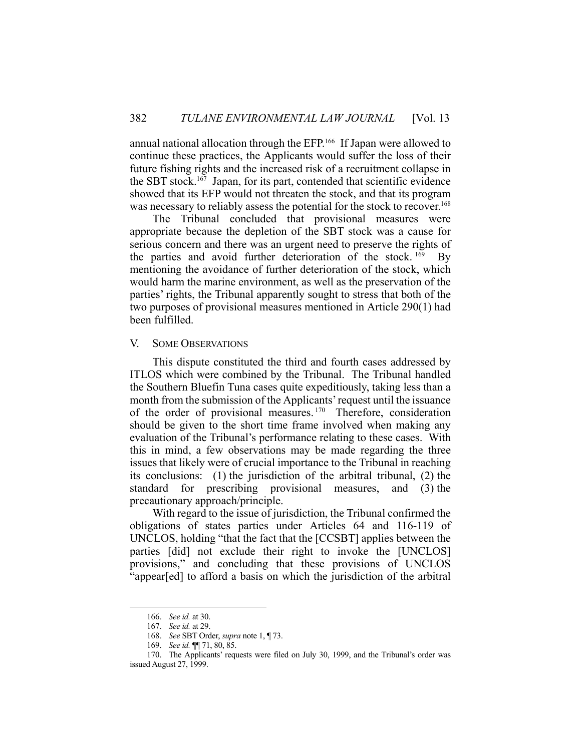annual national allocation through the EFP.[166] If Japan were allowed to continue these practices, the Applicants would suffer the loss of their future fishing rights and the increased risk of a recruitment collapse in the SBT stock.[167] Japan, for its part, contended that scientific evidence showed that its EFP would not threaten the stock, and that its program was necessary to reliably assess the potential for the stock to recover.[168]

The Tribunal concluded that provisional measures were appropriate because the depletion of the SBT stock was a cause for serious concern and there was an urgent need to preserve the rights of the parties and avoid further deterioration of the stock.[169] By mentioning the avoidance of further deterioration of the stock, which would harm the marine environment, as well as the preservation of the parties' rights, the Tribunal apparently sought to stress that both of the two purposes of provisional measures mentioned in Article 290(1) had been fulfilled.

## V. SOME OBSERVATIONS

This dispute constituted the third and fourth cases addressed by ITLOS which were combined by the Tribunal. The Tribunal handled the Southern Bluefin Tuna cases quite expeditiously, taking less than a month from the submission of the Applicants' request until the issuance of the order of provisional measures.[170] Therefore, consideration should be given to the short time frame involved when making any evaluation of the Tribunal's performance relating to these cases. With this in mind, a few observations may be made regarding the three issues that likely were of crucial importance to the Tribunal in reaching its conclusions: (1) the jurisdiction of the arbitral tribunal, (2) the standard for prescribing provisional measures, and (3) the precautionary approach/principle.

With regard to the issue of jurisdiction, the Tribunal confirmed the obligations of states parties under Articles 64 and 116-119 of UNCLOS, holding "that the fact that the [CCSBT] applies between the parties [did] not exclude their right to invoke the [UNCLOS] provisions," and concluding that these provisions of UNCLOS "appear[ed] to afford a basis on which the jurisdiction of the arbitral

---

166. *See id.* at 30.

167. *See id.* at 29.

168. *See* SBT Order, *supra* note 1, ¶ 73.

169. *See id.* ¶¶ 71, 80, 85.

170. The Applicants' requests were filed on July 30, 1999, and the Tribunal's order was issued August 27, 1999.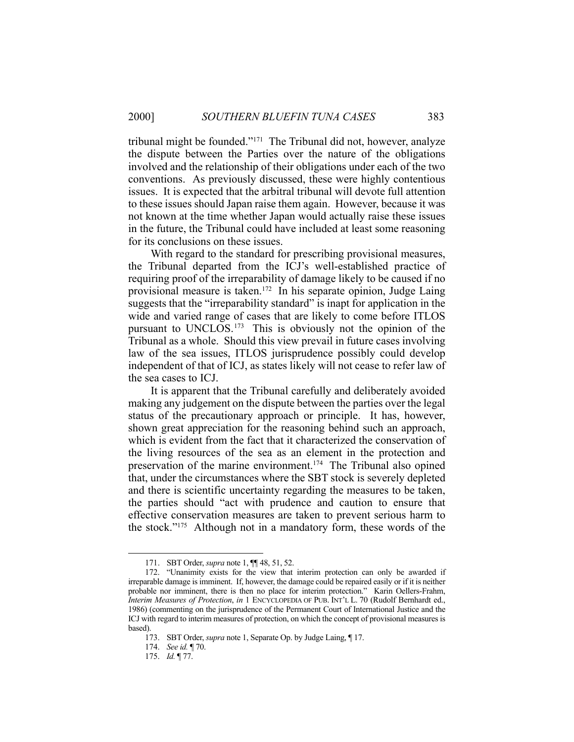tribunal might be founded."[171] The Tribunal did not, however, analyze the dispute between the Parties over the nature of the obligations involved and the relationship of their obligations under each of the two conventions. As previously discussed, these were highly contentious issues. It is expected that the arbitral tribunal will devote full attention to these issues should Japan raise them again. However, because it was not known at the time whether Japan would actually raise these issues in the future, the Tribunal could have included at least some reasoning for its conclusions on these issues.

With regard to the standard for prescribing provisional measures, the Tribunal departed from the ICJ's well-established practice of requiring proof of the irreparability of damage likely to be caused if no provisional measure is taken.[172] In his separate opinion, Judge Laing suggests that the "irreparability standard" is inapt for application in the wide and varied range of cases that are likely to come before ITLOS pursuant to UNCLOS.[173] This is obviously not the opinion of the Tribunal as a whole. Should this view prevail in future cases involving law of the sea issues, ITLOS jurisprudence possibly could develop independent of that of ICJ, as states likely will not cease to refer law of the sea cases to ICJ.

It is apparent that the Tribunal carefully and deliberately avoided making any judgement on the dispute between the parties over the legal status of the precautionary approach or principle. It has, however, shown great appreciation for the reasoning behind such an approach, which is evident from the fact that it characterized the conservation of the living resources of the sea as an element in the protection and preservation of the marine environment.[174] The Tribunal also opined that, under the circumstances where the SBT stock is severely depleted and there is scientific uncertainty regarding the measures to be taken, the parties should "act with prudence and caution to ensure that effective conservation measures are taken to prevent serious harm to the stock."[175] Although not in a mandatory form, these words of the

---

171. SBT Order, *supra* note 1, ¶¶ 48, 51, 52.

172. "Unanimity exists for the view that interim protection can only be awarded if irreparable damage is imminent. If, however, the damage could be repaired easily or if it is neither probable nor imminent, there is then no place for interim protection." Karin Oellers-Frahm, *Interim Measures of Protection*, *in* 1 ENCYCLOPEDIA OF PUB. INT'L L. 70 (Rudolf Bernhardt ed., 1986) (commenting on the jurisprudence of the Permanent Court of International Justice and the ICJ with regard to interim measures of protection, on which the concept of provisional measures is based).

173. SBT Order, *supra* note 1, Separate Op. by Judge Laing, ¶ 17.

174. *See id.* ¶ 70.

175. *Id.* ¶ 77.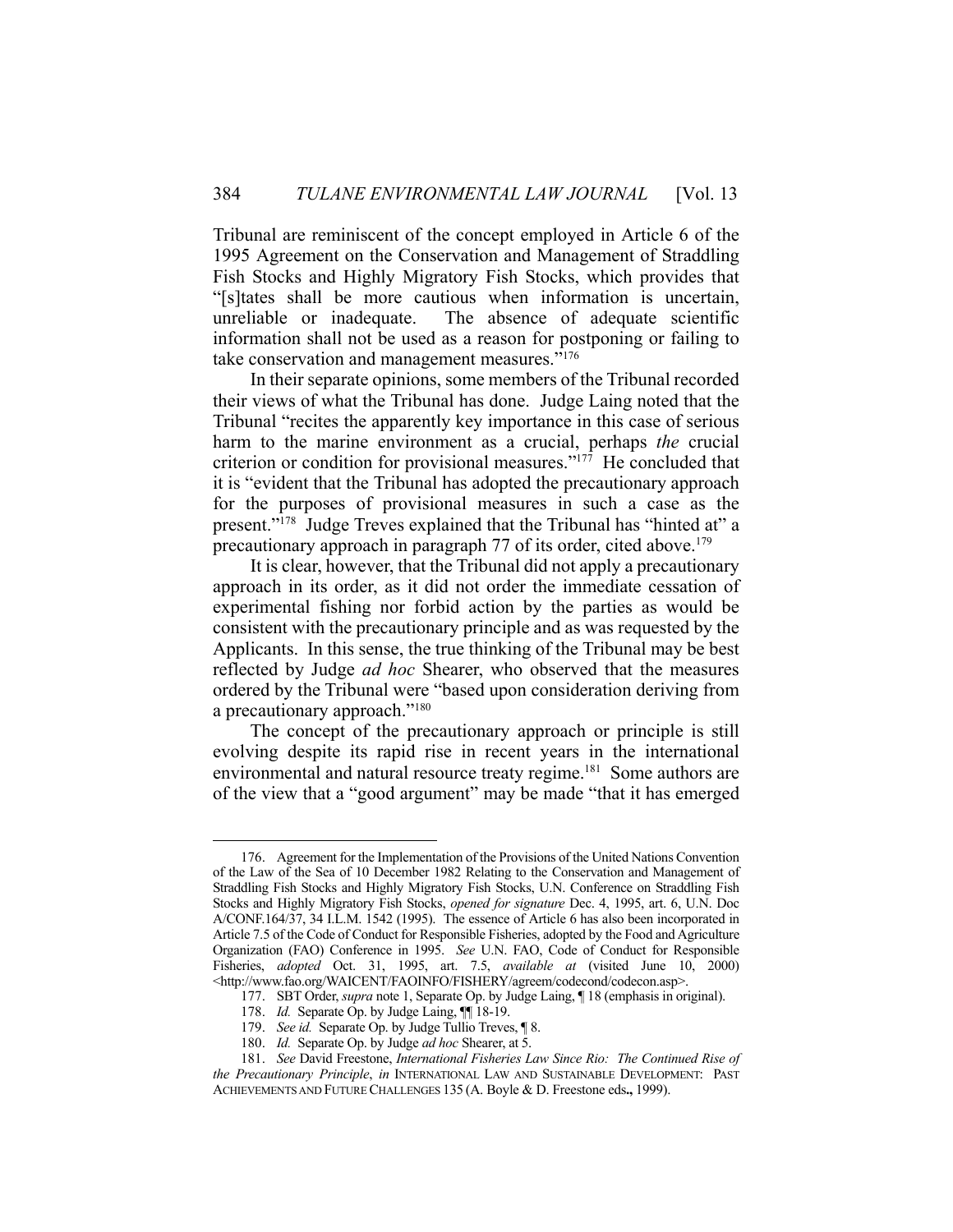Tribunal are reminiscent of the concept employed in Article 6 of the 1995 Agreement on the Conservation and Management of Straddling Fish Stocks and Highly Migratory Fish Stocks, which provides that "[s]tates shall be more cautious when information is uncertain, unreliable or inadequate. The absence of adequate scientific information shall not be used as a reason for postponing or failing to take conservation and management measures."[176]

In their separate opinions, some members of the Tribunal recorded their views of what the Tribunal has done. Judge Laing noted that the Tribunal "recites the apparently key importance in this case of serious harm to the marine environment as a crucial, perhaps *the* crucial criterion or condition for provisional measures."[177] He concluded that it is "evident that the Tribunal has adopted the precautionary approach for the purposes of provisional measures in such a case as the present."[178] Judge Treves explained that the Tribunal has "hinted at" a precautionary approach in paragraph 77 of its order, cited above.[179]

It is clear, however, that the Tribunal did not apply a precautionary approach in its order, as it did not order the immediate cessation of experimental fishing nor forbid action by the parties as would be consistent with the precautionary principle and as was requested by the Applicants. In this sense, the true thinking of the Tribunal may be best reflected by Judge *ad hoc* Shearer, who observed that the measures ordered by the Tribunal were "based upon consideration deriving from a precautionary approach."[180]

The concept of the precautionary approach or principle is still evolving despite its rapid rise in recent years in the international environmental and natural resource treaty regime.[181] Some authors are of the view that a "good argument" may be made "that it has emerged

---

176. Agreement for the Implementation of the Provisions of the United Nations Convention of the Law of the Sea of 10 December 1982 Relating to the Conservation and Management of Straddling Fish Stocks and Highly Migratory Fish Stocks, U.N. Conference on Straddling Fish Stocks and Highly Migratory Fish Stocks, *opened for signature* Dec. 4, 1995, art. 6, U.N. Doc A/CONF.164/37, 34 I.L.M. 1542 (1995). The essence of Article 6 has also been incorporated in Article 7.5 of the Code of Conduct for Responsible Fisheries, adopted by the Food and Agriculture Organization (FAO) Conference in 1995. *See* U.N. FAO, Code of Conduct for Responsible Fisheries, *adopted* Oct. 31, 1995, art. 7.5, *available at* (visited June 10, 2000) <http://www.fao.org/WAICENT/FAOINFO/FISHERY/agreem/codecond/codecon.asp>.

177. SBT Order, *supra* note 1, Separate Op. by Judge Laing, ¶ 18 (emphasis in original).

178. *Id.* Separate Op. by Judge Laing, ¶¶ 18-19.

179. *See id.* Separate Op. by Judge Tullio Treves, ¶ 8.

180. *Id.* Separate Op. by Judge *ad hoc* Shearer, at 5.

181. *See* David Freestone, *International Fisheries Law Since Rio: The Continued Rise of the Precautionary Principle*, *in* INTERNATIONAL LAW AND SUSTAINABLE DEVELOPMENT: PAST ACHIEVEMENTS AND FUTURE CHALLENGES 135 (A. Boyle & D. Freestone eds., 1999).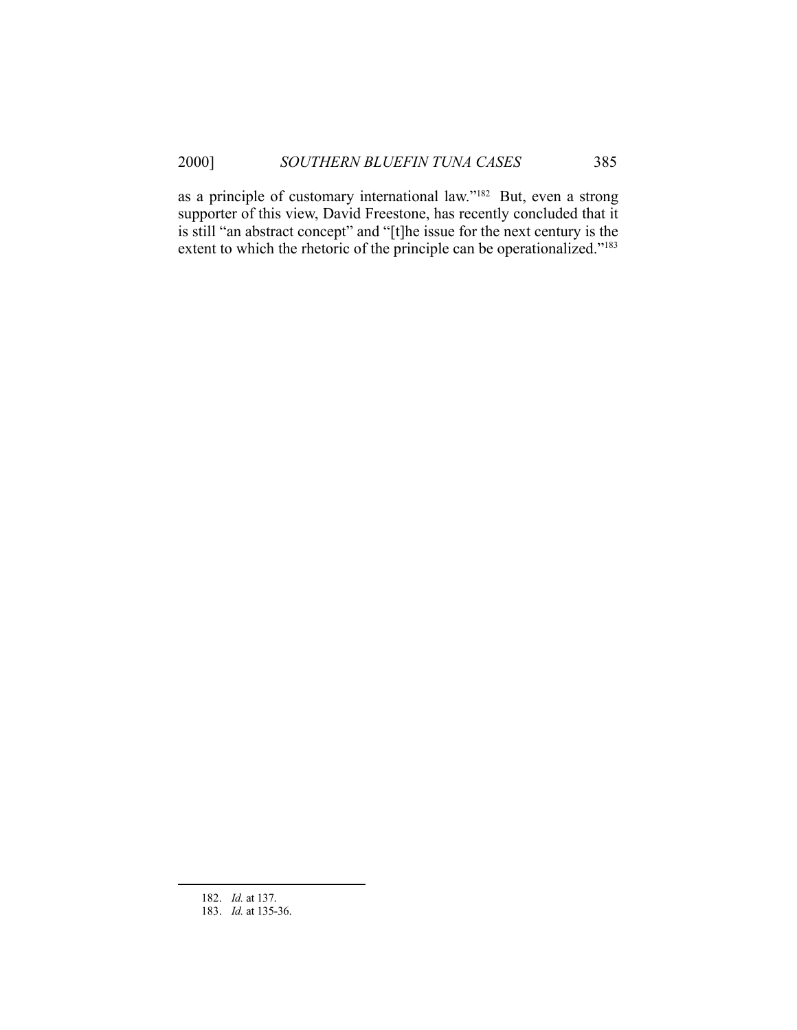as a principle of customary international law."[182] But, even a strong supporter of this view, David Freestone, has recently concluded that it is still "an abstract concept" and "[t]he issue for the next century is the extent to which the rhetoric of the principle can be operationalized."[183]

---

182. *Id.* at 137.

183. *Id.* at 135-36.